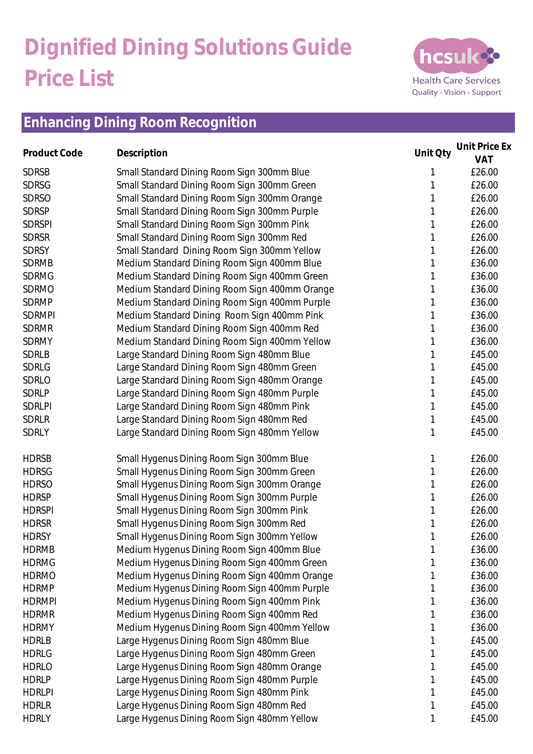# Dignified Dining Solutions Guide Price List

hcsuk Health Care Services
Quality · Vision · Support

## Enhancing Dining Room Recognition

| Product Code | Description | Unit Qty | Unit Price Ex VAT |
|---|---|---|---|
| SDRSB | Small Standard Dining Room Sign 300mm Blue | 1 | £26.00 |
| SDRSG | Small Standard Dining Room Sign 300mm Green | 1 | £26.00 |
| SDRSO | Small Standard Dining Room Sign 300mm Orange | 1 | £26.00 |
| SDRSP | Small Standard Dining Room Sign 300mm Purple | 1 | £26.00 |
| SDRSPI | Small Standard Dining Room Sign 300mm Pink | 1 | £26.00 |
| SDRSR | Small Standard Dining Room Sign 300mm Red | 1 | £26.00 |
| SDRSY | Small Standard Dining Room Sign 300mm Yellow | 1 | £26.00 |
| SDRMB | Medium Standard Dining Room Sign 400mm Blue | 1 | £36.00 |
| SDRMG | Medium Standard Dining Room Sign 400mm Green | 1 | £36.00 |
| SDRMO | Medium Standard Dining Room Sign 400mm Orange | 1 | £36.00 |
| SDRMP | Medium Standard Dining Room Sign 400mm Purple | 1 | £36.00 |
| SDRMPI | Medium Standard Dining Room Sign 400mm Pink | 1 | £36.00 |
| SDRMR | Medium Standard Dining Room Sign 400mm Red | 1 | £36.00 |
| SDRMY | Medium Standard Dining Room Sign 400mm Yellow | 1 | £36.00 |
| SDRLB | Large Standard Dining Room Sign 480mm Blue | 1 | £45.00 |
| SDRLG | Large Standard Dining Room Sign 480mm Green | 1 | £45.00 |
| SDRLO | Large Standard Dining Room Sign 480mm Orange | 1 | £45.00 |
| SDRLP | Large Standard Dining Room Sign 480mm Purple | 1 | £45.00 |
| SDRLPI | Large Standard Dining Room Sign 480mm Pink | 1 | £45.00 |
| SDRLR | Large Standard Dining Room Sign 480mm Red | 1 | £45.00 |
| SDRLY | Large Standard Dining Room Sign 480mm Yellow | 1 | £45.00 |
| | | | |
| HDRSB | Small Hygenus Dining Room Sign 300mm Blue | 1 | £26.00 |
| HDRSG | Small Hygenus Dining Room Sign 300mm Green | 1 | £26.00 |
| HDRSO | Small Hygenus Dining Room Sign 300mm Orange | 1 | £26.00 |
| HDRSP | Small Hygenus Dining Room Sign 300mm Purple | 1 | £26.00 |
| HDRSPI | Small Hygenus Dining Room Sign 300mm Pink | 1 | £26.00 |
| HDRSR | Small Hygenus Dining Room Sign 300mm Red | 1 | £26.00 |
| HDRSY | Small Hygenus Dining Room Sign 300mm Yellow | 1 | £26.00 |
| HDRMB | Medium Hygenus Dining Room Sign 400mm Blue | 1 | £36.00 |
| HDRMG | Medium Hygenus Dining Room Sign 400mm Green | 1 | £36.00 |
| HDRMO | Medium Hygenus Dining Room Sign 400mm Orange | 1 | £36.00 |
| HDRMP | Medium Hygenus Dining Room Sign 400mm Purple | 1 | £36.00 |
| HDRMPI | Medium Hygenus Dining Room Sign 400mm Pink | 1 | £36.00 |
| HDRMR | Medium Hygenus Dining Room Sign 400mm Red | 1 | £36.00 |
| HDRMY | Medium Hygenus Dining Room Sign 400mm Yellow | 1 | £36.00 |
| HDRLB | Large Hygenus Dining Room Sign 480mm Blue | 1 | £45.00 |
| HDRLG | Large Hygenus Dining Room Sign 480mm Green | 1 | £45.00 |
| HDRLO | Large Hygenus Dining Room Sign 480mm Orange | 1 | £45.00 |
| HDRLP | Large Hygenus Dining Room Sign 480mm Purple | 1 | £45.00 |
| HDRLPI | Large Hygenus Dining Room Sign 480mm Pink | 1 | £45.00 |
| HDRLR | Large Hygenus Dining Room Sign 480mm Red | 1 | £45.00 |
| HDRLY | Large Hygenus Dining Room Sign 480mm Yellow | 1 | £45.00 |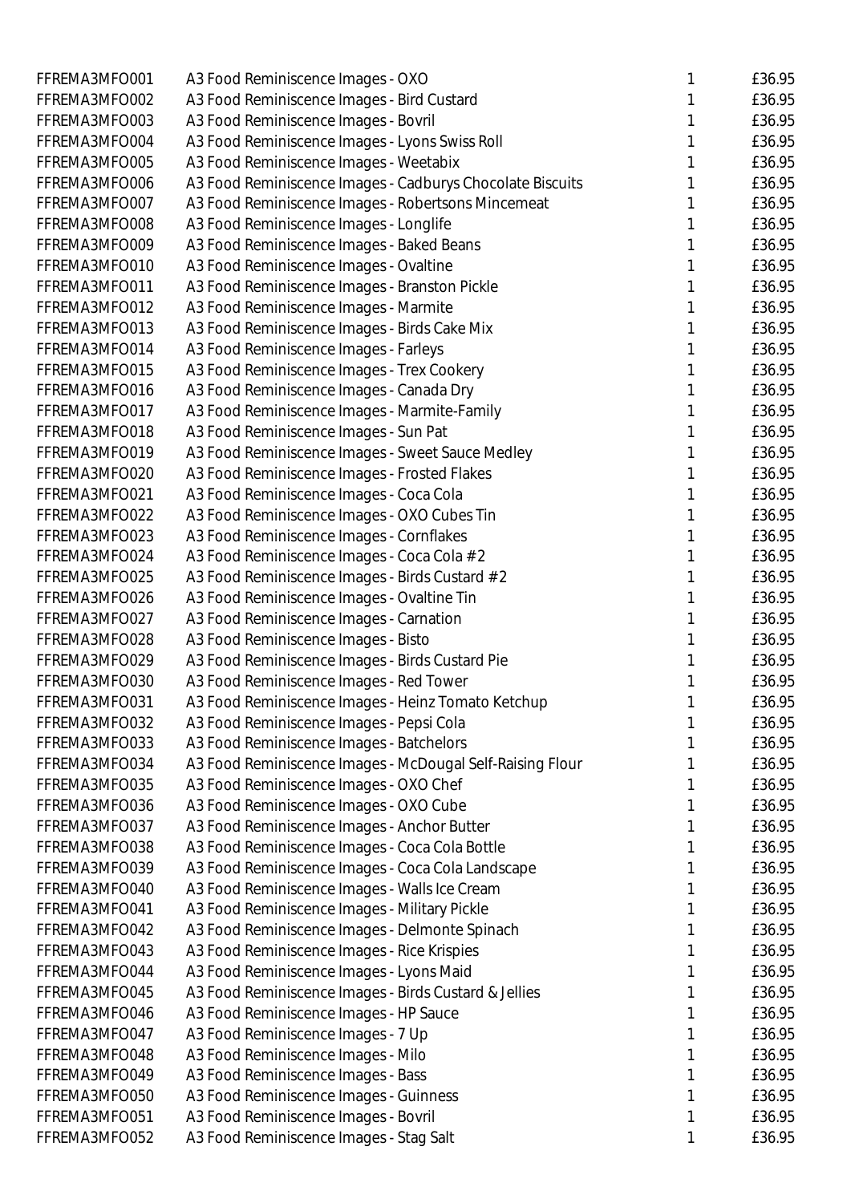| | | | |
|---|---|---|---|
| FFREMA3MFO001 | A3 Food Reminiscence Images - OXO | 1 | £36.95 |
| FFREMA3MFO002 | A3 Food Reminiscence Images - Bird Custard | 1 | £36.95 |
| FFREMA3MFO003 | A3 Food Reminiscence Images - Bovril | 1 | £36.95 |
| FFREMA3MFO004 | A3 Food Reminiscence Images - Lyons Swiss Roll | 1 | £36.95 |
| FFREMA3MFO005 | A3 Food Reminiscence Images - Weetabix | 1 | £36.95 |
| FFREMA3MFO006 | A3 Food Reminiscence Images - Cadburys Chocolate Biscuits | 1 | £36.95 |
| FFREMA3MFO007 | A3 Food Reminiscence Images - Robertsons Mincemeat | 1 | £36.95 |
| FFREMA3MFO008 | A3 Food Reminiscence Images - Longlife | 1 | £36.95 |
| FFREMA3MFO009 | A3 Food Reminiscence Images - Baked Beans | 1 | £36.95 |
| FFREMA3MFO010 | A3 Food Reminiscence Images - Ovaltine | 1 | £36.95 |
| FFREMA3MFO011 | A3 Food Reminiscence Images - Branston Pickle | 1 | £36.95 |
| FFREMA3MFO012 | A3 Food Reminiscence Images - Marmite | 1 | £36.95 |
| FFREMA3MFO013 | A3 Food Reminiscence Images - Birds Cake Mix | 1 | £36.95 |
| FFREMA3MFO014 | A3 Food Reminiscence Images - Farleys | 1 | £36.95 |
| FFREMA3MFO015 | A3 Food Reminiscence Images - Trex Cookery | 1 | £36.95 |
| FFREMA3MFO016 | A3 Food Reminiscence Images - Canada Dry | 1 | £36.95 |
| FFREMA3MFO017 | A3 Food Reminiscence Images - Marmite-Family | 1 | £36.95 |
| FFREMA3MFO018 | A3 Food Reminiscence Images - Sun Pat | 1 | £36.95 |
| FFREMA3MFO019 | A3 Food Reminiscence Images - Sweet Sauce Medley | 1 | £36.95 |
| FFREMA3MFO020 | A3 Food Reminiscence Images - Frosted Flakes | 1 | £36.95 |
| FFREMA3MFO021 | A3 Food Reminiscence Images - Coca Cola | 1 | £36.95 |
| FFREMA3MFO022 | A3 Food Reminiscence Images - OXO Cubes Tin | 1 | £36.95 |
| FFREMA3MFO023 | A3 Food Reminiscence Images - Cornflakes | 1 | £36.95 |
| FFREMA3MFO024 | A3 Food Reminiscence Images - Coca Cola #2 | 1 | £36.95 |
| FFREMA3MFO025 | A3 Food Reminiscence Images - Birds Custard #2 | 1 | £36.95 |
| FFREMA3MFO026 | A3 Food Reminiscence Images - Ovaltine Tin | 1 | £36.95 |
| FFREMA3MFO027 | A3 Food Reminiscence Images - Carnation | 1 | £36.95 |
| FFREMA3MFO028 | A3 Food Reminiscence Images - Bisto | 1 | £36.95 |
| FFREMA3MFO029 | A3 Food Reminiscence Images - Birds Custard Pie | 1 | £36.95 |
| FFREMA3MFO030 | A3 Food Reminiscence Images - Red Tower | 1 | £36.95 |
| FFREMA3MFO031 | A3 Food Reminiscence Images - Heinz Tomato Ketchup | 1 | £36.95 |
| FFREMA3MFO032 | A3 Food Reminiscence Images - Pepsi Cola | 1 | £36.95 |
| FFREMA3MFO033 | A3 Food Reminiscence Images - Batchelors | 1 | £36.95 |
| FFREMA3MFO034 | A3 Food Reminiscence Images - McDougal Self-Raising Flour | 1 | £36.95 |
| FFREMA3MFO035 | A3 Food Reminiscence Images - OXO Chef | 1 | £36.95 |
| FFREMA3MFO036 | A3 Food Reminiscence Images - OXO Cube | 1 | £36.95 |
| FFREMA3MFO037 | A3 Food Reminiscence Images - Anchor Butter | 1 | £36.95 |
| FFREMA3MFO038 | A3 Food Reminiscence Images - Coca Cola Bottle | 1 | £36.95 |
| FFREMA3MFO039 | A3 Food Reminiscence Images - Coca Cola Landscape | 1 | £36.95 |
| FFREMA3MFO040 | A3 Food Reminiscence Images - Walls Ice Cream | 1 | £36.95 |
| FFREMA3MFO041 | A3 Food Reminiscence Images - Military Pickle | 1 | £36.95 |
| FFREMA3MFO042 | A3 Food Reminiscence Images - Delmonte Spinach | 1 | £36.95 |
| FFREMA3MFO043 | A3 Food Reminiscence Images - Rice Krispies | 1 | £36.95 |
| FFREMA3MFO044 | A3 Food Reminiscence Images - Lyons Maid | 1 | £36.95 |
| FFREMA3MFO045 | A3 Food Reminiscence Images - Birds Custard & Jellies | 1 | £36.95 |
| FFREMA3MFO046 | A3 Food Reminiscence Images - HP Sauce | 1 | £36.95 |
| FFREMA3MFO047 | A3 Food Reminiscence Images - 7 Up | 1 | £36.95 |
| FFREMA3MFO048 | A3 Food Reminiscence Images - Milo | 1 | £36.95 |
| FFREMA3MFO049 | A3 Food Reminiscence Images - Bass | 1 | £36.95 |
| FFREMA3MFO050 | A3 Food Reminiscence Images - Guinness | 1 | £36.95 |
| FFREMA3MFO051 | A3 Food Reminiscence Images - Bovril | 1 | £36.95 |
| FFREMA3MFO052 | A3 Food Reminiscence Images - Stag Salt | 1 | £36.95 |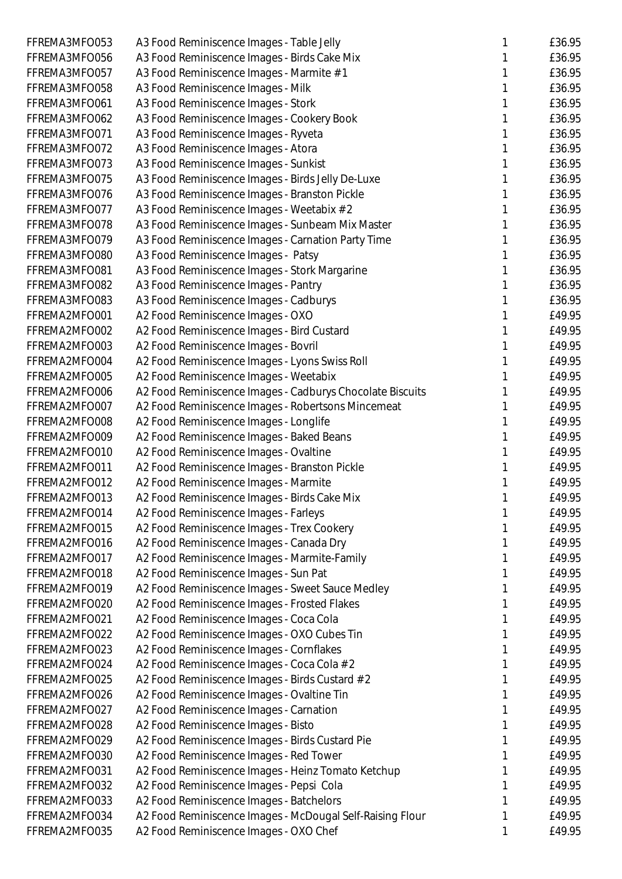| | | | |
|---|---|---|---|
| FFREMA3MFO053 | A3 Food Reminiscence Images - Table Jelly | 1 | £36.95 |
| FFREMA3MFO056 | A3 Food Reminiscence Images - Birds Cake Mix | 1 | £36.95 |
| FFREMA3MFO057 | A3 Food Reminiscence Images - Marmite #1 | 1 | £36.95 |
| FFREMA3MFO058 | A3 Food Reminiscence Images - Milk | 1 | £36.95 |
| FFREMA3MFO061 | A3 Food Reminiscence Images - Stork | 1 | £36.95 |
| FFREMA3MFO062 | A3 Food Reminiscence Images - Cookery Book | 1 | £36.95 |
| FFREMA3MFO071 | A3 Food Reminiscence Images - Ryveta | 1 | £36.95 |
| FFREMA3MFO072 | A3 Food Reminiscence Images - Atora | 1 | £36.95 |
| FFREMA3MFO073 | A3 Food Reminiscence Images - Sunkist | 1 | £36.95 |
| FFREMA3MFO075 | A3 Food Reminiscence Images - Birds Jelly De-Luxe | 1 | £36.95 |
| FFREMA3MFO076 | A3 Food Reminiscence Images - Branston Pickle | 1 | £36.95 |
| FFREMA3MFO077 | A3 Food Reminiscence Images - Weetabix #2 | 1 | £36.95 |
| FFREMA3MFO078 | A3 Food Reminiscence Images - Sunbeam Mix Master | 1 | £36.95 |
| FFREMA3MFO079 | A3 Food Reminiscence Images - Carnation Party Time | 1 | £36.95 |
| FFREMA3MFO080 | A3 Food Reminiscence Images - Patsy | 1 | £36.95 |
| FFREMA3MFO081 | A3 Food Reminiscence Images - Stork Margarine | 1 | £36.95 |
| FFREMA3MFO082 | A3 Food Reminiscence Images - Pantry | 1 | £36.95 |
| FFREMA3MFO083 | A3 Food Reminiscence Images - Cadburys | 1 | £36.95 |
| FFREMA2MFO001 | A2 Food Reminiscence Images - OXO | 1 | £49.95 |
| FFREMA2MFO002 | A2 Food Reminiscence Images - Bird Custard | 1 | £49.95 |
| FFREMA2MFO003 | A2 Food Reminiscence Images - Bovril | 1 | £49.95 |
| FFREMA2MFO004 | A2 Food Reminiscence Images - Lyons Swiss Roll | 1 | £49.95 |
| FFREMA2MFO005 | A2 Food Reminiscence Images - Weetabix | 1 | £49.95 |
| FFREMA2MFO006 | A2 Food Reminiscence Images - Cadburys Chocolate Biscuits | 1 | £49.95 |
| FFREMA2MFO007 | A2 Food Reminiscence Images - Robertsons Mincemeat | 1 | £49.95 |
| FFREMA2MFO008 | A2 Food Reminiscence Images - Longlife | 1 | £49.95 |
| FFREMA2MFO009 | A2 Food Reminiscence Images - Baked Beans | 1 | £49.95 |
| FFREMA2MFO010 | A2 Food Reminiscence Images - Ovaltine | 1 | £49.95 |
| FFREMA2MFO011 | A2 Food Reminiscence Images - Branston Pickle | 1 | £49.95 |
| FFREMA2MFO012 | A2 Food Reminiscence Images - Marmite | 1 | £49.95 |
| FFREMA2MFO013 | A2 Food Reminiscence Images - Birds Cake Mix | 1 | £49.95 |
| FFREMA2MFO014 | A2 Food Reminiscence Images - Farleys | 1 | £49.95 |
| FFREMA2MFO015 | A2 Food Reminiscence Images - Trex Cookery | 1 | £49.95 |
| FFREMA2MFO016 | A2 Food Reminiscence Images - Canada Dry | 1 | £49.95 |
| FFREMA2MFO017 | A2 Food Reminiscence Images - Marmite-Family | 1 | £49.95 |
| FFREMA2MFO018 | A2 Food Reminiscence Images - Sun Pat | 1 | £49.95 |
| FFREMA2MFO019 | A2 Food Reminiscence Images - Sweet Sauce Medley | 1 | £49.95 |
| FFREMA2MFO020 | A2 Food Reminiscence Images - Frosted Flakes | 1 | £49.95 |
| FFREMA2MFO021 | A2 Food Reminiscence Images - Coca Cola | 1 | £49.95 |
| FFREMA2MFO022 | A2 Food Reminiscence Images - OXO Cubes Tin | 1 | £49.95 |
| FFREMA2MFO023 | A2 Food Reminiscence Images - Cornflakes | 1 | £49.95 |
| FFREMA2MFO024 | A2 Food Reminiscence Images - Coca Cola #2 | 1 | £49.95 |
| FFREMA2MFO025 | A2 Food Reminiscence Images - Birds Custard #2 | 1 | £49.95 |
| FFREMA2MFO026 | A2 Food Reminiscence Images - Ovaltine Tin | 1 | £49.95 |
| FFREMA2MFO027 | A2 Food Reminiscence Images - Carnation | 1 | £49.95 |
| FFREMA2MFO028 | A2 Food Reminiscence Images - Bisto | 1 | £49.95 |
| FFREMA2MFO029 | A2 Food Reminiscence Images - Birds Custard Pie | 1 | £49.95 |
| FFREMA2MFO030 | A2 Food Reminiscence Images - Red Tower | 1 | £49.95 |
| FFREMA2MFO031 | A2 Food Reminiscence Images - Heinz Tomato Ketchup | 1 | £49.95 |
| FFREMA2MFO032 | A2 Food Reminiscence Images - Pepsi Cola | 1 | £49.95 |
| FFREMA2MFO033 | A2 Food Reminiscence Images - Batchelors | 1 | £49.95 |
| FFREMA2MFO034 | A2 Food Reminiscence Images - McDougal Self-Raising Flour | 1 | £49.95 |
| FFREMA2MFO035 | A2 Food Reminiscence Images - OXO Chef | 1 | £49.95 |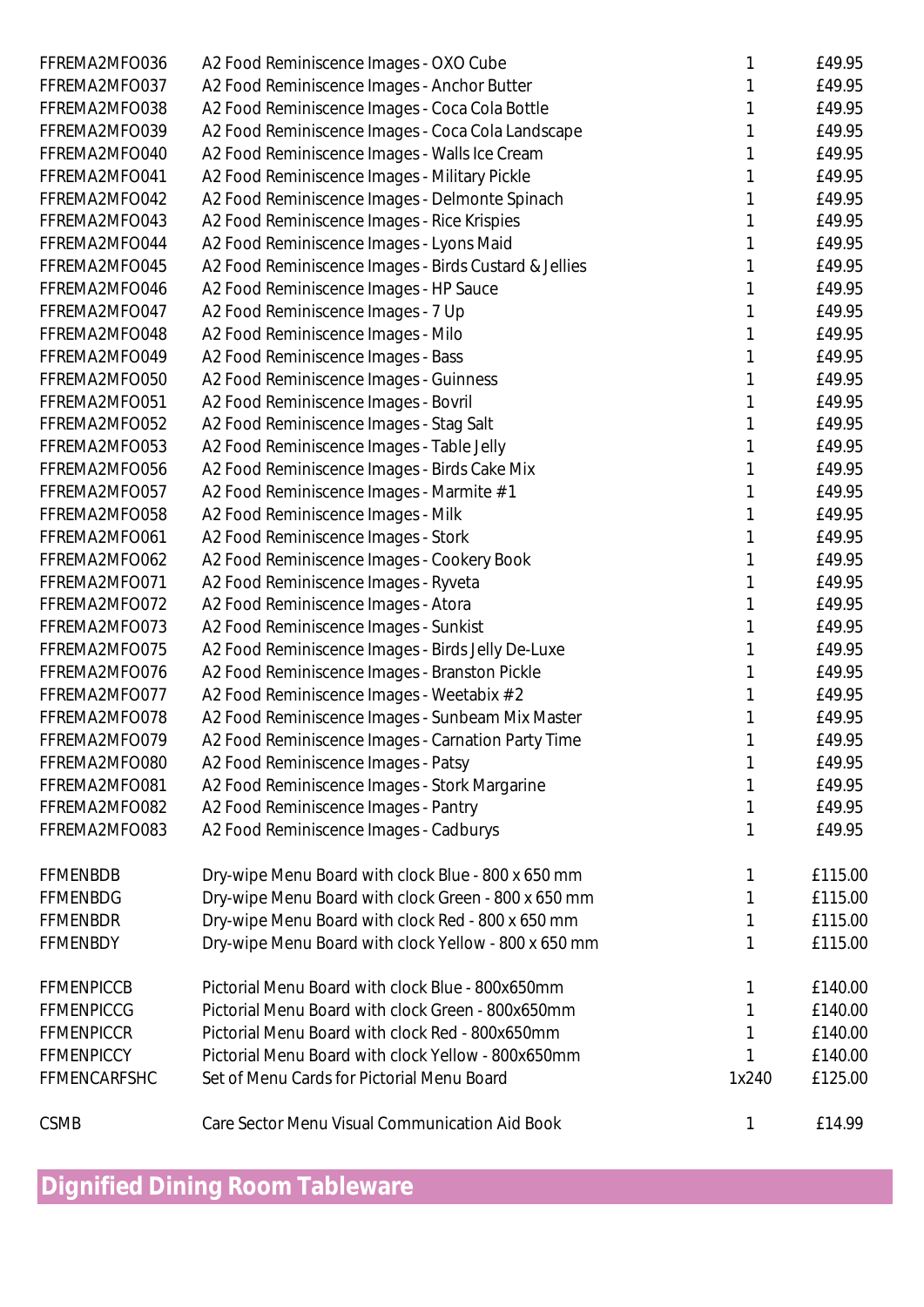| | | | |
|---|---|---|---|
| FFREMA2MFO036 | A2 Food Reminiscence Images - OXO Cube | 1 | £49.95 |
| FFREMA2MFO037 | A2 Food Reminiscence Images - Anchor Butter | 1 | £49.95 |
| FFREMA2MFO038 | A2 Food Reminiscence Images - Coca Cola Bottle | 1 | £49.95 |
| FFREMA2MFO039 | A2 Food Reminiscence Images - Coca Cola Landscape | 1 | £49.95 |
| FFREMA2MFO040 | A2 Food Reminiscence Images - Walls Ice Cream | 1 | £49.95 |
| FFREMA2MFO041 | A2 Food Reminiscence Images - Military Pickle | 1 | £49.95 |
| FFREMA2MFO042 | A2 Food Reminiscence Images - Delmonte Spinach | 1 | £49.95 |
| FFREMA2MFO043 | A2 Food Reminiscence Images - Rice Krispies | 1 | £49.95 |
| FFREMA2MFO044 | A2 Food Reminiscence Images - Lyons Maid | 1 | £49.95 |
| FFREMA2MFO045 | A2 Food Reminiscence Images - Birds Custard & Jellies | 1 | £49.95 |
| FFREMA2MFO046 | A2 Food Reminiscence Images - HP Sauce | 1 | £49.95 |
| FFREMA2MFO047 | A2 Food Reminiscence Images - 7 Up | 1 | £49.95 |
| FFREMA2MFO048 | A2 Food Reminiscence Images - Milo | 1 | £49.95 |
| FFREMA2MFO049 | A2 Food Reminiscence Images - Bass | 1 | £49.95 |
| FFREMA2MFO050 | A2 Food Reminiscence Images - Guinness | 1 | £49.95 |
| FFREMA2MFO051 | A2 Food Reminiscence Images - Bovril | 1 | £49.95 |
| FFREMA2MFO052 | A2 Food Reminiscence Images - Stag Salt | 1 | £49.95 |
| FFREMA2MFO053 | A2 Food Reminiscence Images - Table Jelly | 1 | £49.95 |
| FFREMA2MFO056 | A2 Food Reminiscence Images - Birds Cake Mix | 1 | £49.95 |
| FFREMA2MFO057 | A2 Food Reminiscence Images - Marmite #1 | 1 | £49.95 |
| FFREMA2MFO058 | A2 Food Reminiscence Images - Milk | 1 | £49.95 |
| FFREMA2MFO061 | A2 Food Reminiscence Images - Stork | 1 | £49.95 |
| FFREMA2MFO062 | A2 Food Reminiscence Images - Cookery Book | 1 | £49.95 |
| FFREMA2MFO071 | A2 Food Reminiscence Images - Ryveta | 1 | £49.95 |
| FFREMA2MFO072 | A2 Food Reminiscence Images - Atora | 1 | £49.95 |
| FFREMA2MFO073 | A2 Food Reminiscence Images - Sunkist | 1 | £49.95 |
| FFREMA2MFO075 | A2 Food Reminiscence Images - Birds Jelly De-Luxe | 1 | £49.95 |
| FFREMA2MFO076 | A2 Food Reminiscence Images - Branston Pickle | 1 | £49.95 |
| FFREMA2MFO077 | A2 Food Reminiscence Images - Weetabix #2 | 1 | £49.95 |
| FFREMA2MFO078 | A2 Food Reminiscence Images - Sunbeam Mix Master | 1 | £49.95 |
| FFREMA2MFO079 | A2 Food Reminiscence Images - Carnation Party Time | 1 | £49.95 |
| FFREMA2MFO080 | A2 Food Reminiscence Images - Patsy | 1 | £49.95 |
| FFREMA2MFO081 | A2 Food Reminiscence Images - Stork Margarine | 1 | £49.95 |
| FFREMA2MFO082 | A2 Food Reminiscence Images - Pantry | 1 | £49.95 |
| FFREMA2MFO083 | A2 Food Reminiscence Images - Cadburys | 1 | £49.95 |
| | | | |
| FFMENBDB | Dry-wipe Menu Board with clock Blue - 800 x 650 mm | 1 | £115.00 |
| FFMENBDG | Dry-wipe Menu Board with clock Green - 800 x 650 mm | 1 | £115.00 |
| FFMENBDR | Dry-wipe Menu Board with clock Red - 800 x 650 mm | 1 | £115.00 |
| FFMENBDY | Dry-wipe Menu Board with clock Yellow - 800 x 650 mm | 1 | £115.00 |
| | | | |
| FFMENPICCB | Pictorial Menu Board with clock Blue - 800x650mm | 1 | £140.00 |
| FFMENPICCG | Pictorial Menu Board with clock Green - 800x650mm | 1 | £140.00 |
| FFMENPICCR | Pictorial Menu Board with clock Red - 800x650mm | 1 | £140.00 |
| FFMENPICCY | Pictorial Menu Board with clock Yellow - 800x650mm | 1 | £140.00 |
| FFMENCARFSHC | Set of Menu Cards for Pictorial Menu Board | 1x240 | £125.00 |
| | | | |
| CSMB | Care Sector Menu Visual Communication Aid Book | 1 | £14.99 |

## Dignified Dining Room Tableware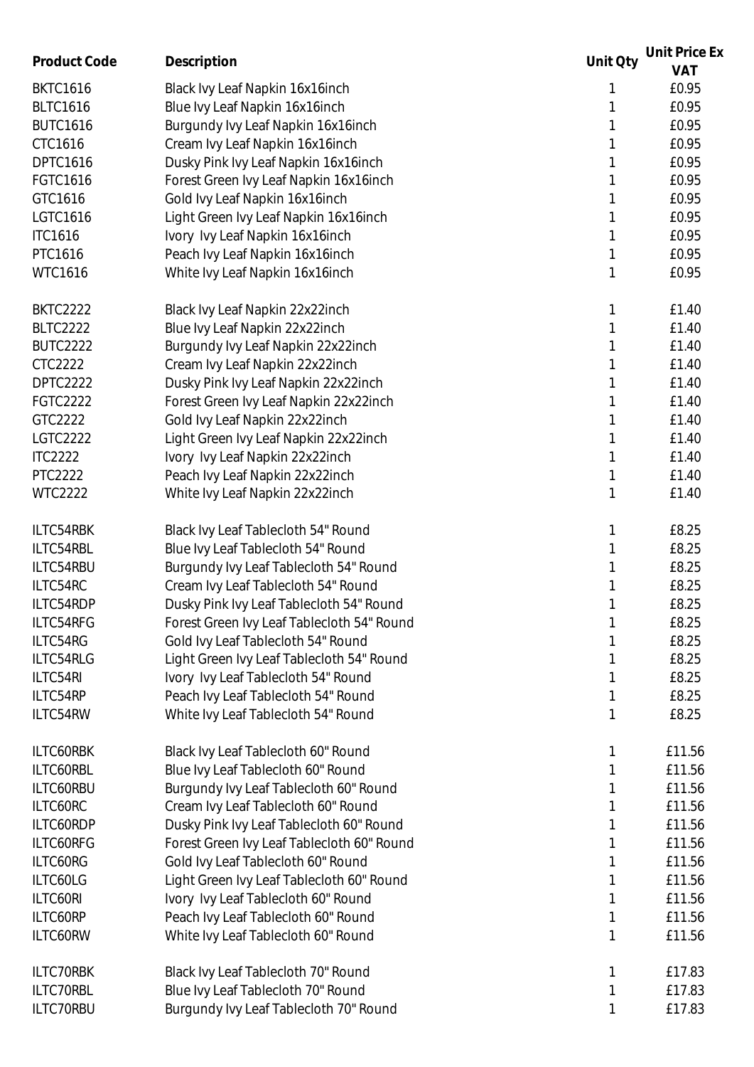| Product Code | Description | Unit Qty | Unit Price Ex VAT |
|---|---|---|---|
| BKTC1616 | Black Ivy Leaf Napkin 16x16inch | 1 | £0.95 |
| BLTC1616 | Blue Ivy Leaf Napkin 16x16inch | 1 | £0.95 |
| BUTC1616 | Burgundy Ivy Leaf Napkin 16x16inch | 1 | £0.95 |
| CTC1616 | Cream Ivy Leaf Napkin 16x16inch | 1 | £0.95 |
| DPTC1616 | Dusky Pink Ivy Leaf Napkin 16x16inch | 1 | £0.95 |
| FGTC1616 | Forest Green Ivy Leaf Napkin 16x16inch | 1 | £0.95 |
| GTC1616 | Gold Ivy Leaf Napkin 16x16inch | 1 | £0.95 |
| LGTC1616 | Light Green Ivy Leaf Napkin 16x16inch | 1 | £0.95 |
| ITC1616 | Ivory Ivy Leaf Napkin 16x16inch | 1 | £0.95 |
| PTC1616 | Peach Ivy Leaf Napkin 16x16inch | 1 | £0.95 |
| WTC1616 | White Ivy Leaf Napkin 16x16inch | 1 | £0.95 |
| | | | |
| BKTC2222 | Black Ivy Leaf Napkin 22x22inch | 1 | £1.40 |
| BLTC2222 | Blue Ivy Leaf Napkin 22x22inch | 1 | £1.40 |
| BUTC2222 | Burgundy Ivy Leaf Napkin 22x22inch | 1 | £1.40 |
| CTC2222 | Cream Ivy Leaf Napkin 22x22inch | 1 | £1.40 |
| DPTC2222 | Dusky Pink Ivy Leaf Napkin 22x22inch | 1 | £1.40 |
| FGTC2222 | Forest Green Ivy Leaf Napkin 22x22inch | 1 | £1.40 |
| GTC2222 | Gold Ivy Leaf Napkin 22x22inch | 1 | £1.40 |
| LGTC2222 | Light Green Ivy Leaf Napkin 22x22inch | 1 | £1.40 |
| ITC2222 | Ivory Ivy Leaf Napkin 22x22inch | 1 | £1.40 |
| PTC2222 | Peach Ivy Leaf Napkin 22x22inch | 1 | £1.40 |
| WTC2222 | White Ivy Leaf Napkin 22x22inch | 1 | £1.40 |
| | | | |
| ILTC54RBK | Black Ivy Leaf Tablecloth 54" Round | 1 | £8.25 |
| ILTC54RBL | Blue Ivy Leaf Tablecloth 54" Round | 1 | £8.25 |
| ILTC54RBU | Burgundy Ivy Leaf Tablecloth 54" Round | 1 | £8.25 |
| ILTC54RC | Cream Ivy Leaf Tablecloth 54" Round | 1 | £8.25 |
| ILTC54RDP | Dusky Pink Ivy Leaf Tablecloth 54" Round | 1 | £8.25 |
| ILTC54RFG | Forest Green Ivy Leaf Tablecloth 54" Round | 1 | £8.25 |
| ILTC54RG | Gold Ivy Leaf Tablecloth 54" Round | 1 | £8.25 |
| ILTC54RLG | Light Green Ivy Leaf Tablecloth 54" Round | 1 | £8.25 |
| ILTC54RI | Ivory Ivy Leaf Tablecloth 54" Round | 1 | £8.25 |
| ILTC54RP | Peach Ivy Leaf Tablecloth 54" Round | 1 | £8.25 |
| ILTC54RW | White Ivy Leaf Tablecloth 54" Round | 1 | £8.25 |
| | | | |
| ILTC60RBK | Black Ivy Leaf Tablecloth 60" Round | 1 | £11.56 |
| ILTC60RBL | Blue Ivy Leaf Tablecloth 60" Round | 1 | £11.56 |
| ILTC60RBU | Burgundy Ivy Leaf Tablecloth 60" Round | 1 | £11.56 |
| ILTC60RC | Cream Ivy Leaf Tablecloth 60" Round | 1 | £11.56 |
| ILTC60RDP | Dusky Pink Ivy Leaf Tablecloth 60" Round | 1 | £11.56 |
| ILTC60RFG | Forest Green Ivy Leaf Tablecloth 60" Round | 1 | £11.56 |
| ILTC60RG | Gold Ivy Leaf Tablecloth 60" Round | 1 | £11.56 |
| ILTC60LG | Light Green Ivy Leaf Tablecloth 60" Round | 1 | £11.56 |
| ILTC60RI | Ivory Ivy Leaf Tablecloth 60" Round | 1 | £11.56 |
| ILTC60RP | Peach Ivy Leaf Tablecloth 60" Round | 1 | £11.56 |
| ILTC60RW | White Ivy Leaf Tablecloth 60" Round | 1 | £11.56 |
| | | | |
| ILTC70RBK | Black Ivy Leaf Tablecloth 70" Round | 1 | £17.83 |
| ILTC70RBL | Blue Ivy Leaf Tablecloth 70" Round | 1 | £17.83 |
| ILTC70RBU | Burgundy Ivy Leaf Tablecloth 70" Round | 1 | £17.83 |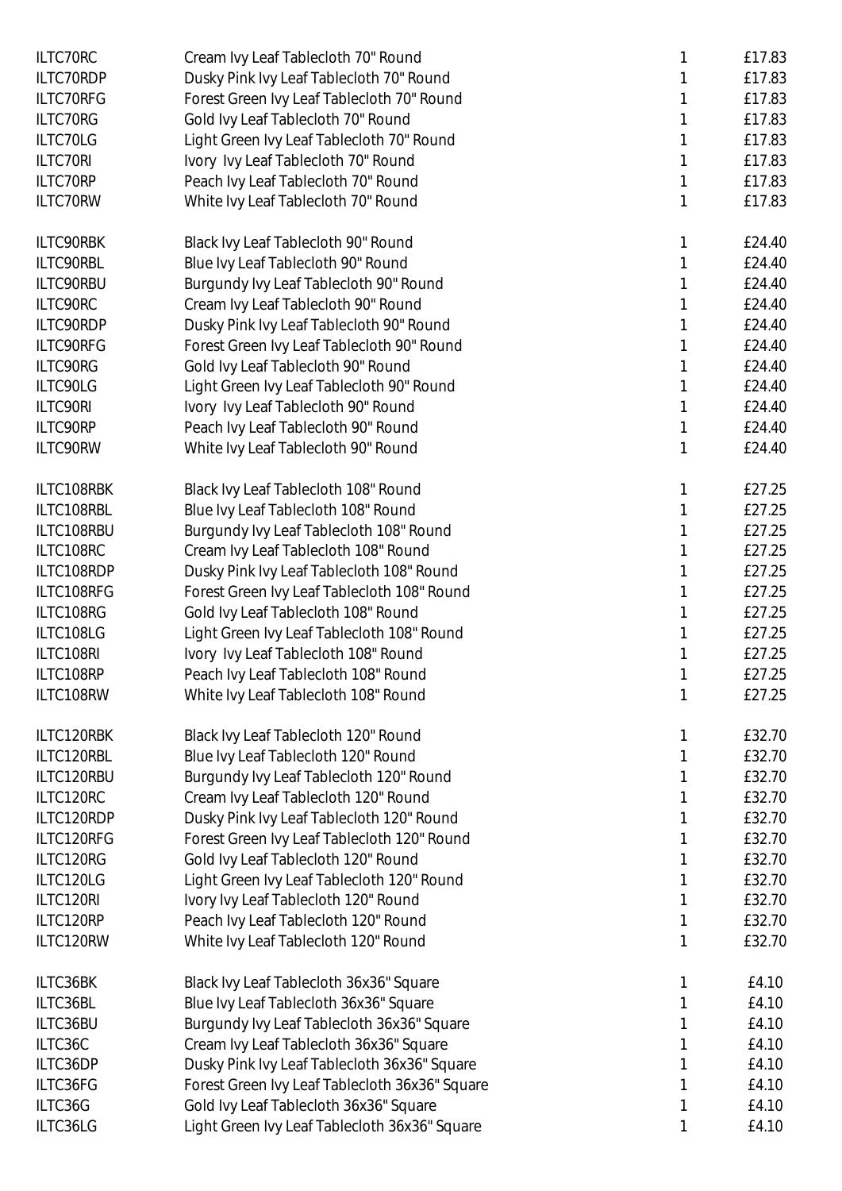| | | | |
|---|---|---|---|
| ILTC70RC | Cream Ivy Leaf Tablecloth 70" Round | 1 | £17.83 |
| ILTC70RDP | Dusky Pink Ivy Leaf Tablecloth 70" Round | 1 | £17.83 |
| ILTC70RFG | Forest Green Ivy Leaf Tablecloth 70" Round | 1 | £17.83 |
| ILTC70RG | Gold Ivy Leaf Tablecloth 70" Round | 1 | £17.83 |
| ILTC70LG | Light Green Ivy Leaf Tablecloth 70" Round | 1 | £17.83 |
| ILTC70RI | Ivory Ivy Leaf Tablecloth 70" Round | 1 | £17.83 |
| ILTC70RP | Peach Ivy Leaf Tablecloth 70" Round | 1 | £17.83 |
| ILTC70RW | White Ivy Leaf Tablecloth 70" Round | 1 | £17.83 |
| | | | |
| ILTC90RBK | Black Ivy Leaf Tablecloth 90" Round | 1 | £24.40 |
| ILTC90RBL | Blue Ivy Leaf Tablecloth 90" Round | 1 | £24.40 |
| ILTC90RBU | Burgundy Ivy Leaf Tablecloth 90" Round | 1 | £24.40 |
| ILTC90RC | Cream Ivy Leaf Tablecloth 90" Round | 1 | £24.40 |
| ILTC90RDP | Dusky Pink Ivy Leaf Tablecloth 90" Round | 1 | £24.40 |
| ILTC90RFG | Forest Green Ivy Leaf Tablecloth 90" Round | 1 | £24.40 |
| ILTC90RG | Gold Ivy Leaf Tablecloth 90" Round | 1 | £24.40 |
| ILTC90LG | Light Green Ivy Leaf Tablecloth 90" Round | 1 | £24.40 |
| ILTC90RI | Ivory Ivy Leaf Tablecloth 90" Round | 1 | £24.40 |
| ILTC90RP | Peach Ivy Leaf Tablecloth 90" Round | 1 | £24.40 |
| ILTC90RW | White Ivy Leaf Tablecloth 90" Round | 1 | £24.40 |
| | | | |
| ILTC108RBK | Black Ivy Leaf Tablecloth 108" Round | 1 | £27.25 |
| ILTC108RBL | Blue Ivy Leaf Tablecloth 108" Round | 1 | £27.25 |
| ILTC108RBU | Burgundy Ivy Leaf Tablecloth 108" Round | 1 | £27.25 |
| ILTC108RC | Cream Ivy Leaf Tablecloth 108" Round | 1 | £27.25 |
| ILTC108RDP | Dusky Pink Ivy Leaf Tablecloth 108" Round | 1 | £27.25 |
| ILTC108RFG | Forest Green Ivy Leaf Tablecloth 108" Round | 1 | £27.25 |
| ILTC108RG | Gold Ivy Leaf Tablecloth 108" Round | 1 | £27.25 |
| ILTC108LG | Light Green Ivy Leaf Tablecloth 108" Round | 1 | £27.25 |
| ILTC108RI | Ivory Ivy Leaf Tablecloth 108" Round | 1 | £27.25 |
| ILTC108RP | Peach Ivy Leaf Tablecloth 108" Round | 1 | £27.25 |
| ILTC108RW | White Ivy Leaf Tablecloth 108" Round | 1 | £27.25 |
| | | | |
| ILTC120RBK | Black Ivy Leaf Tablecloth 120" Round | 1 | £32.70 |
| ILTC120RBL | Blue Ivy Leaf Tablecloth 120" Round | 1 | £32.70 |
| ILTC120RBU | Burgundy Ivy Leaf Tablecloth 120" Round | 1 | £32.70 |
| ILTC120RC | Cream Ivy Leaf Tablecloth 120" Round | 1 | £32.70 |
| ILTC120RDP | Dusky Pink Ivy Leaf Tablecloth 120" Round | 1 | £32.70 |
| ILTC120RFG | Forest Green Ivy Leaf Tablecloth 120" Round | 1 | £32.70 |
| ILTC120RG | Gold Ivy Leaf Tablecloth 120" Round | 1 | £32.70 |
| ILTC120LG | Light Green Ivy Leaf Tablecloth 120" Round | 1 | £32.70 |
| ILTC120RI | Ivory Ivy Leaf Tablecloth 120" Round | 1 | £32.70 |
| ILTC120RP | Peach Ivy Leaf Tablecloth 120" Round | 1 | £32.70 |
| ILTC120RW | White Ivy Leaf Tablecloth 120" Round | 1 | £32.70 |
| | | | |
| ILTC36BK | Black Ivy Leaf Tablecloth 36x36" Square | 1 | £4.10 |
| ILTC36BL | Blue Ivy Leaf Tablecloth 36x36" Square | 1 | £4.10 |
| ILTC36BU | Burgundy Ivy Leaf Tablecloth 36x36" Square | 1 | £4.10 |
| ILTC36C | Cream Ivy Leaf Tablecloth 36x36" Square | 1 | £4.10 |
| ILTC36DP | Dusky Pink Ivy Leaf Tablecloth 36x36" Square | 1 | £4.10 |
| ILTC36FG | Forest Green Ivy Leaf Tablecloth 36x36" Square | 1 | £4.10 |
| ILTC36G | Gold Ivy Leaf Tablecloth 36x36" Square | 1 | £4.10 |
| ILTC36LG | Light Green Ivy Leaf Tablecloth 36x36" Square | 1 | £4.10 |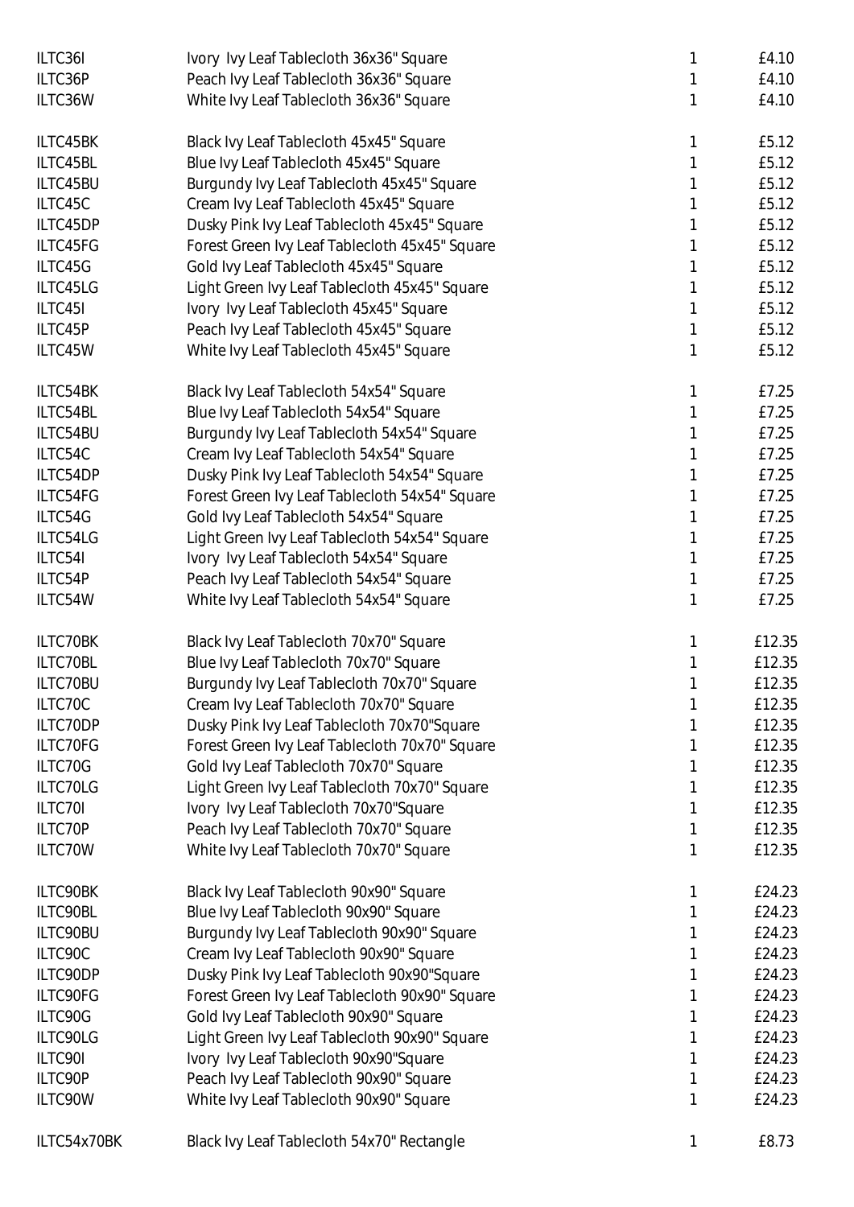| | | | |
|---|---|---|---|
| ILTC36I | Ivory  Ivy Leaf Tablecloth 36x36" Square | 1 | £4.10 |
| ILTC36P | Peach Ivy Leaf Tablecloth 36x36" Square | 1 | £4.10 |
| ILTC36W | White Ivy Leaf Tablecloth 36x36" Square | 1 | £4.10 |
| | | | |
| ILTC45BK | Black Ivy Leaf Tablecloth 45x45" Square | 1 | £5.12 |
| ILTC45BL | Blue Ivy Leaf Tablecloth 45x45" Square | 1 | £5.12 |
| ILTC45BU | Burgundy Ivy Leaf Tablecloth 45x45" Square | 1 | £5.12 |
| ILTC45C | Cream Ivy Leaf Tablecloth 45x45" Square | 1 | £5.12 |
| ILTC45DP | Dusky Pink Ivy Leaf Tablecloth 45x45" Square | 1 | £5.12 |
| ILTC45FG | Forest Green Ivy Leaf Tablecloth 45x45" Square | 1 | £5.12 |
| ILTC45G | Gold Ivy Leaf Tablecloth 45x45" Square | 1 | £5.12 |
| ILTC45LG | Light Green Ivy Leaf Tablecloth 45x45" Square | 1 | £5.12 |
| ILTC45I | Ivory  Ivy Leaf Tablecloth 45x45" Square | 1 | £5.12 |
| ILTC45P | Peach Ivy Leaf Tablecloth 45x45" Square | 1 | £5.12 |
| ILTC45W | White Ivy Leaf Tablecloth 45x45" Square | 1 | £5.12 |
| | | | |
| ILTC54BK | Black Ivy Leaf Tablecloth 54x54" Square | 1 | £7.25 |
| ILTC54BL | Blue Ivy Leaf Tablecloth 54x54" Square | 1 | £7.25 |
| ILTC54BU | Burgundy Ivy Leaf Tablecloth 54x54" Square | 1 | £7.25 |
| ILTC54C | Cream Ivy Leaf Tablecloth 54x54" Square | 1 | £7.25 |
| ILTC54DP | Dusky Pink Ivy Leaf Tablecloth 54x54" Square | 1 | £7.25 |
| ILTC54FG | Forest Green Ivy Leaf Tablecloth 54x54" Square | 1 | £7.25 |
| ILTC54G | Gold Ivy Leaf Tablecloth 54x54" Square | 1 | £7.25 |
| ILTC54LG | Light Green Ivy Leaf Tablecloth 54x54" Square | 1 | £7.25 |
| ILTC54I | Ivory  Ivy Leaf Tablecloth 54x54" Square | 1 | £7.25 |
| ILTC54P | Peach Ivy Leaf Tablecloth 54x54" Square | 1 | £7.25 |
| ILTC54W | White Ivy Leaf Tablecloth 54x54" Square | 1 | £7.25 |
| | | | |
| ILTC70BK | Black Ivy Leaf Tablecloth 70x70" Square | 1 | £12.35 |
| ILTC70BL | Blue Ivy Leaf Tablecloth 70x70" Square | 1 | £12.35 |
| ILTC70BU | Burgundy Ivy Leaf Tablecloth 70x70" Square | 1 | £12.35 |
| ILTC70C | Cream Ivy Leaf Tablecloth 70x70" Square | 1 | £12.35 |
| ILTC70DP | Dusky Pink Ivy Leaf Tablecloth 70x70"Square | 1 | £12.35 |
| ILTC70FG | Forest Green Ivy Leaf Tablecloth 70x70" Square | 1 | £12.35 |
| ILTC70G | Gold Ivy Leaf Tablecloth 70x70" Square | 1 | £12.35 |
| ILTC70LG | Light Green Ivy Leaf Tablecloth 70x70" Square | 1 | £12.35 |
| ILTC70I | Ivory  Ivy Leaf Tablecloth 70x70"Square | 1 | £12.35 |
| ILTC70P | Peach Ivy Leaf Tablecloth 70x70" Square | 1 | £12.35 |
| ILTC70W | White Ivy Leaf Tablecloth 70x70" Square | 1 | £12.35 |
| | | | |
| ILTC90BK | Black Ivy Leaf Tablecloth 90x90" Square | 1 | £24.23 |
| ILTC90BL | Blue Ivy Leaf Tablecloth 90x90" Square | 1 | £24.23 |
| ILTC90BU | Burgundy Ivy Leaf Tablecloth 90x90" Square | 1 | £24.23 |
| ILTC90C | Cream Ivy Leaf Tablecloth 90x90" Square | 1 | £24.23 |
| ILTC90DP | Dusky Pink Ivy Leaf Tablecloth 90x90"Square | 1 | £24.23 |
| ILTC90FG | Forest Green Ivy Leaf Tablecloth 90x90" Square | 1 | £24.23 |
| ILTC90G | Gold Ivy Leaf Tablecloth 90x90" Square | 1 | £24.23 |
| ILTC90LG | Light Green Ivy Leaf Tablecloth 90x90" Square | 1 | £24.23 |
| ILTC90I | Ivory  Ivy Leaf Tablecloth 90x90"Square | 1 | £24.23 |
| ILTC90P | Peach Ivy Leaf Tablecloth 90x90" Square | 1 | £24.23 |
| ILTC90W | White Ivy Leaf Tablecloth 90x90" Square | 1 | £24.23 |
| | | | |
| ILTC54x70BK | Black Ivy Leaf Tablecloth 54x70" Rectangle | 1 | £8.73 |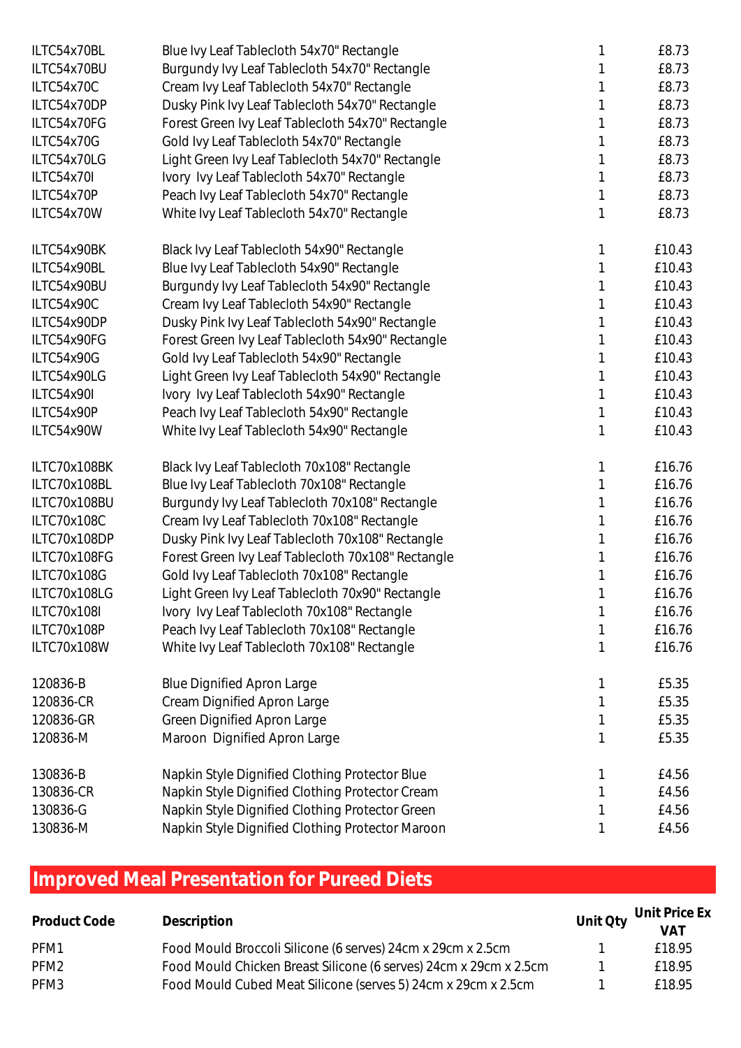| | | | |
|---|---|---|---|
| ILTC54x70BL | Blue Ivy Leaf Tablecloth 54x70" Rectangle | 1 | £8.73 |
| ILTC54x70BU | Burgundy Ivy Leaf Tablecloth 54x70" Rectangle | 1 | £8.73 |
| ILTC54x70C | Cream Ivy Leaf Tablecloth 54x70" Rectangle | 1 | £8.73 |
| ILTC54x70DP | Dusky Pink Ivy Leaf Tablecloth 54x70" Rectangle | 1 | £8.73 |
| ILTC54x70FG | Forest Green Ivy Leaf Tablecloth 54x70" Rectangle | 1 | £8.73 |
| ILTC54x70G | Gold Ivy Leaf Tablecloth 54x70" Rectangle | 1 | £8.73 |
| ILTC54x70LG | Light Green Ivy Leaf Tablecloth 54x70" Rectangle | 1 | £8.73 |
| ILTC54x70I | Ivory Ivy Leaf Tablecloth 54x70" Rectangle | 1 | £8.73 |
| ILTC54x70P | Peach Ivy Leaf Tablecloth 54x70" Rectangle | 1 | £8.73 |
| ILTC54x70W | White Ivy Leaf Tablecloth 54x70" Rectangle | 1 | £8.73 |
| | | | |
| ILTC54x90BK | Black Ivy Leaf Tablecloth 54x90" Rectangle | 1 | £10.43 |
| ILTC54x90BL | Blue Ivy Leaf Tablecloth 54x90" Rectangle | 1 | £10.43 |
| ILTC54x90BU | Burgundy Ivy Leaf Tablecloth 54x90" Rectangle | 1 | £10.43 |
| ILTC54x90C | Cream Ivy Leaf Tablecloth 54x90" Rectangle | 1 | £10.43 |
| ILTC54x90DP | Dusky Pink Ivy Leaf Tablecloth 54x90" Rectangle | 1 | £10.43 |
| ILTC54x90FG | Forest Green Ivy Leaf Tablecloth 54x90" Rectangle | 1 | £10.43 |
| ILTC54x90G | Gold Ivy Leaf Tablecloth 54x90" Rectangle | 1 | £10.43 |
| ILTC54x90LG | Light Green Ivy Leaf Tablecloth 54x90" Rectangle | 1 | £10.43 |
| ILTC54x90I | Ivory Ivy Leaf Tablecloth 54x90" Rectangle | 1 | £10.43 |
| ILTC54x90P | Peach Ivy Leaf Tablecloth 54x90" Rectangle | 1 | £10.43 |
| ILTC54x90W | White Ivy Leaf Tablecloth 54x90" Rectangle | 1 | £10.43 |
| | | | |
| ILTC70x108BK | Black Ivy Leaf Tablecloth 70x108" Rectangle | 1 | £16.76 |
| ILTC70x108BL | Blue Ivy Leaf Tablecloth 70x108" Rectangle | 1 | £16.76 |
| ILTC70x108BU | Burgundy Ivy Leaf Tablecloth 70x108" Rectangle | 1 | £16.76 |
| ILTC70x108C | Cream Ivy Leaf Tablecloth 70x108" Rectangle | 1 | £16.76 |
| ILTC70x108DP | Dusky Pink Ivy Leaf Tablecloth 70x108" Rectangle | 1 | £16.76 |
| ILTC70x108FG | Forest Green Ivy Leaf Tablecloth 70x108" Rectangle | 1 | £16.76 |
| ILTC70x108G | Gold Ivy Leaf Tablecloth 70x108" Rectangle | 1 | £16.76 |
| ILTC70x108LG | Light Green Ivy Leaf Tablecloth 70x90" Rectangle | 1 | £16.76 |
| ILTC70x108I | Ivory Ivy Leaf Tablecloth 70x108" Rectangle | 1 | £16.76 |
| ILTC70x108P | Peach Ivy Leaf Tablecloth 70x108" Rectangle | 1 | £16.76 |
| ILTC70x108W | White Ivy Leaf Tablecloth 70x108" Rectangle | 1 | £16.76 |
| | | | |
| 120836-B | Blue Dignified Apron Large | 1 | £5.35 |
| 120836-CR | Cream Dignified Apron Large | 1 | £5.35 |
| 120836-GR | Green Dignified Apron Large | 1 | £5.35 |
| 120836-M | Maroon Dignified Apron Large | 1 | £5.35 |
| | | | |
| 130836-B | Napkin Style Dignified Clothing Protector Blue | 1 | £4.56 |
| 130836-CR | Napkin Style Dignified Clothing Protector Cream | 1 | £4.56 |
| 130836-G | Napkin Style Dignified Clothing Protector Green | 1 | £4.56 |
| 130836-M | Napkin Style Dignified Clothing Protector Maroon | 1 | £4.56 |

## Improved Meal Presentation for Pureed Diets

| Product Code | Description | Unit Qty | Unit Price Ex VAT |
|---|---|---|---|
| PFM1 | Food Mould Broccoli Silicone (6 serves) 24cm x 29cm x 2.5cm | 1 | £18.95 |
| PFM2 | Food Mould Chicken Breast Silicone (6 serves) 24cm x 29cm x 2.5cm | 1 | £18.95 |
| PFM3 | Food Mould Cubed Meat Silicone (serves 5) 24cm x 29cm x 2.5cm | 1 | £18.95 |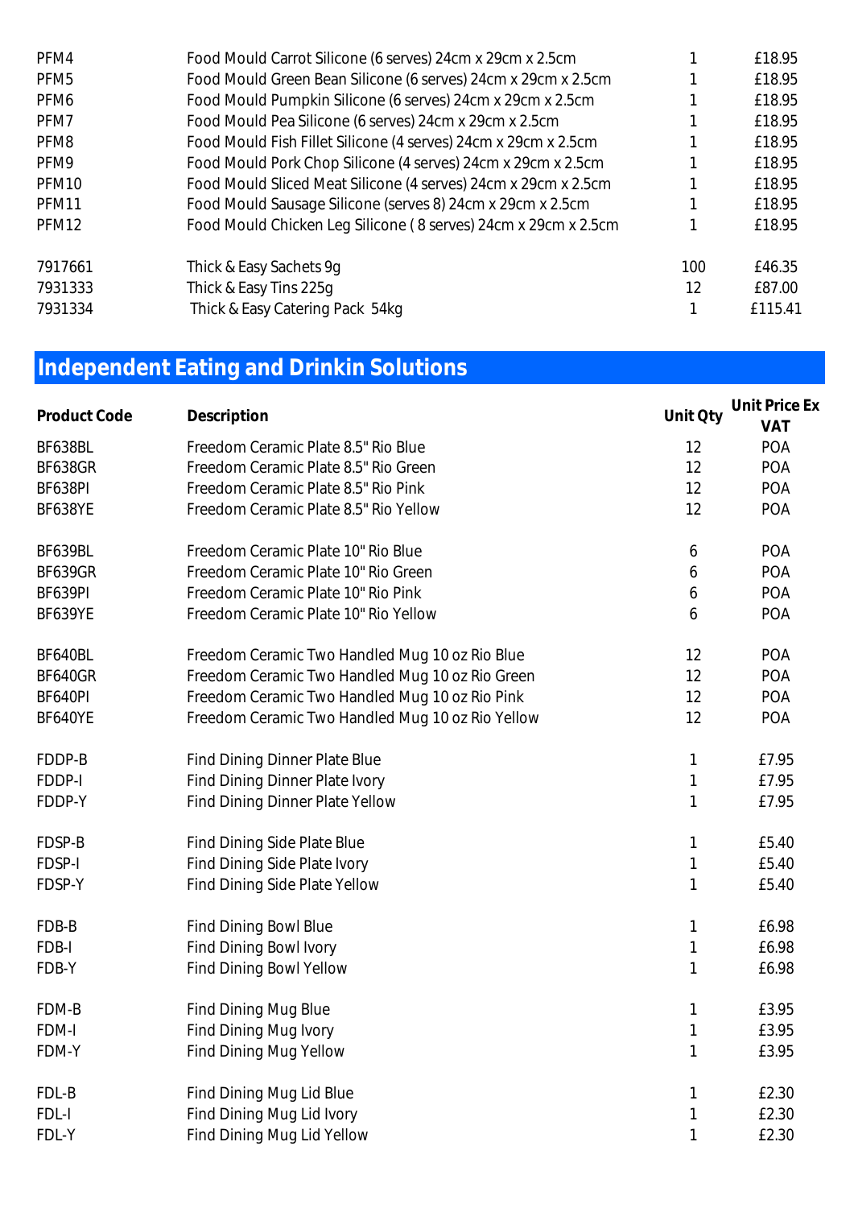| | | | |
|---|---|---|---|
| PFM4 | Food Mould Carrot Silicone (6 serves) 24cm x 29cm x 2.5cm | 1 | £18.95 |
| PFM5 | Food Mould Green Bean Silicone (6 serves) 24cm x 29cm x 2.5cm | 1 | £18.95 |
| PFM6 | Food Mould Pumpkin Silicone (6 serves) 24cm x 29cm x 2.5cm | 1 | £18.95 |
| PFM7 | Food Mould Pea Silicone (6 serves) 24cm x 29cm x 2.5cm | 1 | £18.95 |
| PFM8 | Food Mould Fish Fillet Silicone (4 serves) 24cm x 29cm x 2.5cm | 1 | £18.95 |
| PFM9 | Food Mould Pork Chop Silicone (4 serves) 24cm x 29cm x 2.5cm | 1 | £18.95 |
| PFM10 | Food Mould Sliced Meat Silicone (4 serves) 24cm x 29cm x 2.5cm | 1 | £18.95 |
| PFM11 | Food Mould Sausage Silicone (serves 8) 24cm x 29cm x 2.5cm | 1 | £18.95 |
| PFM12 | Food Mould Chicken Leg Silicone ( 8 serves) 24cm x 29cm x 2.5cm | 1 | £18.95 |
| | | | |
| 7917661 | Thick & Easy Sachets 9g | 100 | £46.35 |
| 7931333 | Thick & Easy Tins 225g | 12 | £87.00 |
| 7931334 | Thick & Easy Catering Pack 54kg | 1 | £115.41 |

## Independent Eating and Drinkin Solutions

| Product Code | Description | Unit Qty | Unit Price Ex VAT |
|---|---|---|---|
| BF638BL | Freedom Ceramic Plate 8.5" Rio Blue | 12 | POA |
| BF638GR | Freedom Ceramic Plate 8.5" Rio Green | 12 | POA |
| BF638PI | Freedom Ceramic Plate 8.5" Rio Pink | 12 | POA |
| BF638YE | Freedom Ceramic Plate 8.5" Rio Yellow | 12 | POA |
| | | | |
| BF639BL | Freedom Ceramic Plate 10" Rio Blue | 6 | POA |
| BF639GR | Freedom Ceramic Plate 10" Rio Green | 6 | POA |
| BF639PI | Freedom Ceramic Plate 10" Rio Pink | 6 | POA |
| BF639YE | Freedom Ceramic Plate 10" Rio Yellow | 6 | POA |
| | | | |
| BF640BL | Freedom Ceramic Two Handled Mug 10 oz Rio Blue | 12 | POA |
| BF640GR | Freedom Ceramic Two Handled Mug 10 oz Rio Green | 12 | POA |
| BF640PI | Freedom Ceramic Two Handled Mug 10 oz Rio Pink | 12 | POA |
| BF640YE | Freedom Ceramic Two Handled Mug 10 oz Rio Yellow | 12 | POA |
| | | | |
| FDDP-B | Find Dining Dinner Plate Blue | 1 | £7.95 |
| FDDP-I | Find Dining Dinner Plate Ivory | 1 | £7.95 |
| FDDP-Y | Find Dining Dinner Plate Yellow | 1 | £7.95 |
| | | | |
| FDSP-B | Find Dining Side Plate Blue | 1 | £5.40 |
| FDSP-I | Find Dining Side Plate Ivory | 1 | £5.40 |
| FDSP-Y | Find Dining Side Plate Yellow | 1 | £5.40 |
| | | | |
| FDB-B | Find Dining Bowl Blue | 1 | £6.98 |
| FDB-I | Find Dining Bowl Ivory | 1 | £6.98 |
| FDB-Y | Find Dining Bowl Yellow | 1 | £6.98 |
| | | | |
| FDM-B | Find Dining Mug Blue | 1 | £3.95 |
| FDM-I | Find Dining Mug Ivory | 1 | £3.95 |
| FDM-Y | Find Dining Mug Yellow | 1 | £3.95 |
| | | | |
| FDL-B | Find Dining Mug Lid Blue | 1 | £2.30 |
| FDL-I | Find Dining Mug Lid Ivory | 1 | £2.30 |
| FDL-Y | Find Dining Mug Lid Yellow | 1 | £2.30 |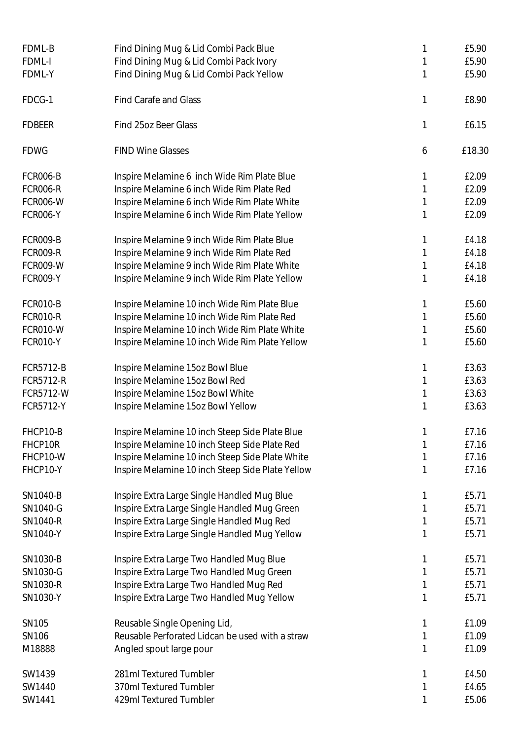| | | | |
|---|---|---|---|
| FDML-B | Find Dining Mug & Lid Combi Pack Blue | 1 | £5.90 |
| FDML-I | Find Dining Mug & Lid Combi Pack Ivory | 1 | £5.90 |
| FDML-Y | Find Dining Mug & Lid Combi Pack Yellow | 1 | £5.90 |
| | | | |
| FDCG-1 | Find Carafe and Glass | 1 | £8.90 |
| | | | |
| FDBEER | Find 25oz Beer Glass | 1 | £6.15 |
| | | | |
| FDWG | FIND Wine Glasses | 6 | £18.30 |
| | | | |
| FCR006-B | Inspire Melamine 6 inch Wide Rim Plate Blue | 1 | £2.09 |
| FCR006-R | Inspire Melamine 6 inch Wide Rim Plate Red | 1 | £2.09 |
| FCR006-W | Inspire Melamine 6 inch Wide Rim Plate White | 1 | £2.09 |
| FCR006-Y | Inspire Melamine 6 inch Wide Rim Plate Yellow | 1 | £2.09 |
| | | | |
| FCR009-B | Inspire Melamine 9 inch Wide Rim Plate Blue | 1 | £4.18 |
| FCR009-R | Inspire Melamine 9 inch Wide Rim Plate Red | 1 | £4.18 |
| FCR009-W | Inspire Melamine 9 inch Wide Rim Plate White | 1 | £4.18 |
| FCR009-Y | Inspire Melamine 9 inch Wide Rim Plate Yellow | 1 | £4.18 |
| | | | |
| FCR010-B | Inspire Melamine 10 inch Wide Rim Plate Blue | 1 | £5.60 |
| FCR010-R | Inspire Melamine 10 inch Wide Rim Plate Red | 1 | £5.60 |
| FCR010-W | Inspire Melamine 10 inch Wide Rim Plate White | 1 | £5.60 |
| FCR010-Y | Inspire Melamine 10 inch Wide Rim Plate Yellow | 1 | £5.60 |
| | | | |
| FCR5712-B | Inspire Melamine 15oz Bowl Blue | 1 | £3.63 |
| FCR5712-R | Inspire Melamine 15oz Bowl Red | 1 | £3.63 |
| FCR5712-W | Inspire Melamine 15oz Bowl White | 1 | £3.63 |
| FCR5712-Y | Inspire Melamine 15oz Bowl Yellow | 1 | £3.63 |
| | | | |
| FHCP10-B | Inspire Melamine 10 inch Steep Side Plate Blue | 1 | £7.16 |
| FHCP10R | Inspire Melamine 10 inch Steep Side Plate Red | 1 | £7.16 |
| FHCP10-W | Inspire Melamine 10 inch Steep Side Plate White | 1 | £7.16 |
| FHCP10-Y | Inspire Melamine 10 inch Steep Side Plate Yellow | 1 | £7.16 |
| | | | |
| SN1040-B | Inspire Extra Large Single Handled Mug Blue | 1 | £5.71 |
| SN1040-G | Inspire Extra Large Single Handled Mug Green | 1 | £5.71 |
| SN1040-R | Inspire Extra Large Single Handled Mug Red | 1 | £5.71 |
| SN1040-Y | Inspire Extra Large Single Handled Mug Yellow | 1 | £5.71 |
| | | | |
| SN1030-B | Inspire Extra Large Two Handled Mug Blue | 1 | £5.71 |
| SN1030-G | Inspire Extra Large Two Handled Mug Green | 1 | £5.71 |
| SN1030-R | Inspire Extra Large Two Handled Mug Red | 1 | £5.71 |
| SN1030-Y | Inspire Extra Large Two Handled Mug Yellow | 1 | £5.71 |
| | | | |
| SN105 | Reusable Single Opening Lid, | 1 | £1.09 |
| SN106 | Reusable Perforated Lidcan be used with a straw | 1 | £1.09 |
| M18888 | Angled spout large pour | 1 | £1.09 |
| | | | |
| SW1439 | 281ml Textured Tumbler | 1 | £4.50 |
| SW1440 | 370ml Textured Tumbler | 1 | £4.65 |
| SW1441 | 429ml Textured Tumbler | 1 | £5.06 |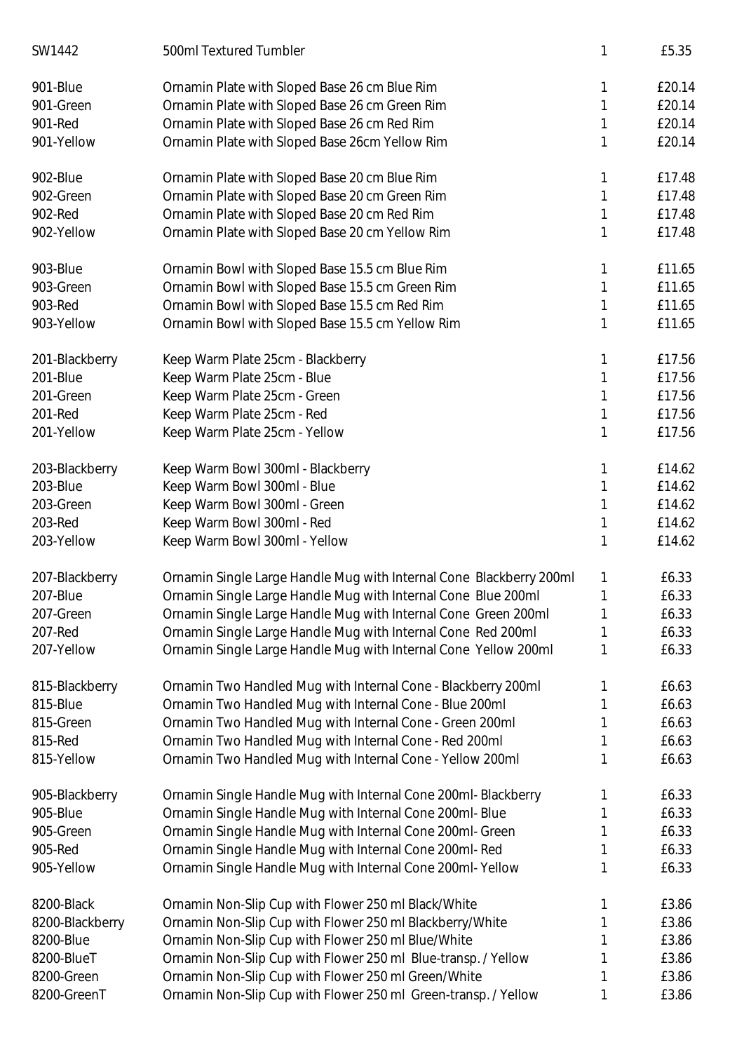| | | | |
|---|---|---|---|
| SW1442 | 500ml Textured Tumbler | 1 | £5.35 |
| 901-Blue | Ornamin Plate with Sloped Base 26 cm Blue Rim | 1 | £20.14 |
| 901-Green | Ornamin Plate with Sloped Base 26 cm Green Rim | 1 | £20.14 |
| 901-Red | Ornamin Plate with Sloped Base 26 cm Red Rim | 1 | £20.14 |
| 901-Yellow | Ornamin Plate with Sloped Base 26cm Yellow Rim | 1 | £20.14 |
| 902-Blue | Ornamin Plate with Sloped Base 20 cm Blue Rim | 1 | £17.48 |
| 902-Green | Ornamin Plate with Sloped Base 20 cm Green Rim | 1 | £17.48 |
| 902-Red | Ornamin Plate with Sloped Base 20 cm Red Rim | 1 | £17.48 |
| 902-Yellow | Ornamin Plate with Sloped Base 20 cm Yellow Rim | 1 | £17.48 |
| 903-Blue | Ornamin Bowl with Sloped Base 15.5 cm Blue Rim | 1 | £11.65 |
| 903-Green | Ornamin Bowl with Sloped Base 15.5 cm Green Rim | 1 | £11.65 |
| 903-Red | Ornamin Bowl with Sloped Base 15.5 cm Red Rim | 1 | £11.65 |
| 903-Yellow | Ornamin Bowl with Sloped Base 15.5 cm Yellow Rim | 1 | £11.65 |
| 201-Blackberry | Keep Warm Plate 25cm - Blackberry | 1 | £17.56 |
| 201-Blue | Keep Warm Plate 25cm - Blue | 1 | £17.56 |
| 201-Green | Keep Warm Plate 25cm - Green | 1 | £17.56 |
| 201-Red | Keep Warm Plate 25cm - Red | 1 | £17.56 |
| 201-Yellow | Keep Warm Plate 25cm - Yellow | 1 | £17.56 |
| 203-Blackberry | Keep Warm Bowl 300ml - Blackberry | 1 | £14.62 |
| 203-Blue | Keep Warm Bowl 300ml - Blue | 1 | £14.62 |
| 203-Green | Keep Warm Bowl 300ml - Green | 1 | £14.62 |
| 203-Red | Keep Warm Bowl 300ml - Red | 1 | £14.62 |
| 203-Yellow | Keep Warm Bowl 300ml - Yellow | 1 | £14.62 |
| 207-Blackberry | Ornamin Single Large Handle Mug with Internal Cone Blackberry 200ml | 1 | £6.33 |
| 207-Blue | Ornamin Single Large Handle Mug with Internal Cone Blue 200ml | 1 | £6.33 |
| 207-Green | Ornamin Single Large Handle Mug with Internal Cone Green 200ml | 1 | £6.33 |
| 207-Red | Ornamin Single Large Handle Mug with Internal Cone Red 200ml | 1 | £6.33 |
| 207-Yellow | Ornamin Single Large Handle Mug with Internal Cone Yellow 200ml | 1 | £6.33 |
| 815-Blackberry | Ornamin Two Handled Mug with Internal Cone - Blackberry 200ml | 1 | £6.63 |
| 815-Blue | Ornamin Two Handled Mug with Internal Cone - Blue 200ml | 1 | £6.63 |
| 815-Green | Ornamin Two Handled Mug with Internal Cone - Green 200ml | 1 | £6.63 |
| 815-Red | Ornamin Two Handled Mug with Internal Cone - Red 200ml | 1 | £6.63 |
| 815-Yellow | Ornamin Two Handled Mug with Internal Cone - Yellow 200ml | 1 | £6.63 |
| 905-Blackberry | Ornamin Single Handle Mug with Internal Cone 200ml- Blackberry | 1 | £6.33 |
| 905-Blue | Ornamin Single Handle Mug with Internal Cone 200ml- Blue | 1 | £6.33 |
| 905-Green | Ornamin Single Handle Mug with Internal Cone 200ml- Green | 1 | £6.33 |
| 905-Red | Ornamin Single Handle Mug with Internal Cone 200ml- Red | 1 | £6.33 |
| 905-Yellow | Ornamin Single Handle Mug with Internal Cone 200ml- Yellow | 1 | £6.33 |
| 8200-Black | Ornamin Non-Slip Cup with Flower 250 ml Black/White | 1 | £3.86 |
| 8200-Blackberry | Ornamin Non-Slip Cup with Flower 250 ml Blackberry/White | 1 | £3.86 |
| 8200-Blue | Ornamin Non-Slip Cup with Flower 250 ml Blue/White | 1 | £3.86 |
| 8200-BlueT | Ornamin Non-Slip Cup with Flower 250 ml Blue-transp. / Yellow | 1 | £3.86 |
| 8200-Green | Ornamin Non-Slip Cup with Flower 250 ml Green/White | 1 | £3.86 |
| 8200-GreenT | Ornamin Non-Slip Cup with Flower 250 ml Green-transp. / Yellow | 1 | £3.86 |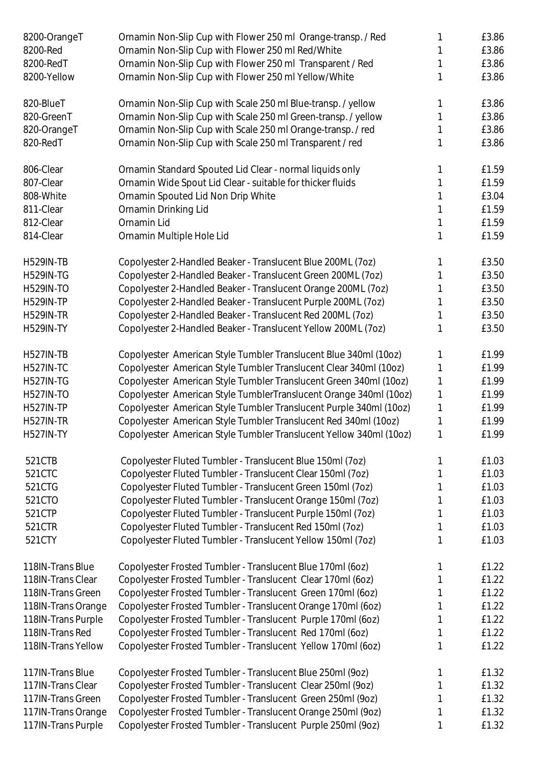| | | | |
|---|---|---|---|
| 8200-OrangeT | Ornamin Non-Slip Cup with Flower 250 ml Orange-transp. / Red | 1 | £3.86 |
| 8200-Red | Ornamin Non-Slip Cup with Flower 250 ml Red/White | 1 | £3.86 |
| 8200-RedT | Ornamin Non-Slip Cup with Flower 250 ml Transparent / Red | 1 | £3.86 |
| 8200-Yellow | Ornamin Non-Slip Cup with Flower 250 ml Yellow/White | 1 | £3.86 |
| | | | |
| 820-BlueT | Ornamin Non-Slip Cup with Scale 250 ml Blue-transp. / yellow | 1 | £3.86 |
| 820-GreenT | Ornamin Non-Slip Cup with Scale 250 ml Green-transp. / yellow | 1 | £3.86 |
| 820-OrangeT | Ornamin Non-Slip Cup with Scale 250 ml Orange-transp. / red | 1 | £3.86 |
| 820-RedT | Ornamin Non-Slip Cup with Scale 250 ml Transparent / red | 1 | £3.86 |
| | | | |
| 806-Clear | Ornamin Standard Spouted Lid Clear - normal liquids only | 1 | £1.59 |
| 807-Clear | Ornamin Wide Spout Lid Clear - suitable for thicker fluids | 1 | £1.59 |
| 808-White | Ornamin Spouted Lid Non Drip White | 1 | £3.04 |
| 811-Clear | Ornamin Drinking Lid | 1 | £1.59 |
| 812-Clear | Ornamin Lid | 1 | £1.59 |
| 814-Clear | Ornamin Multiple Hole Lid | 1 | £1.59 |
| | | | |
| H529IN-TB | Copolyester 2-Handled Beaker - Translucent Blue 200ML (7oz) | 1 | £3.50 |
| H529IN-TG | Copolyester 2-Handled Beaker - Translucent Green 200ML (7oz) | 1 | £3.50 |
| H529IN-TO | Copolyester 2-Handled Beaker - Translucent Orange 200ML (7oz) | 1 | £3.50 |
| H529IN-TP | Copolyester 2-Handled Beaker - Translucent Purple 200ML (7oz) | 1 | £3.50 |
| H529IN-TR | Copolyester 2-Handled Beaker - Translucent Red 200ML (7oz) | 1 | £3.50 |
| H529IN-TY | Copolyester 2-Handled Beaker - Translucent Yellow 200ML (7oz) | 1 | £3.50 |
| | | | |
| H527IN-TB | Copolyester American Style Tumbler Translucent Blue 340ml (10oz) | 1 | £1.99 |
| H527IN-TC | Copolyester American Style Tumbler Translucent Clear 340ml (10oz) | 1 | £1.99 |
| H527IN-TG | Copolyester American Style Tumbler Translucent Green 340ml (10oz) | 1 | £1.99 |
| H527IN-TO | Copolyester American Style TumblerTranslucent Orange 340ml (10oz) | 1 | £1.99 |
| H527IN-TP | Copolyester American Style Tumbler Translucent Purple 340ml (10oz) | 1 | £1.99 |
| H527IN-TR | Copolyester American Style Tumbler Translucent Red 340ml (10oz) | 1 | £1.99 |
| H527IN-TY | Copolyester American Style Tumbler Translucent Yellow 340ml (10oz) | 1 | £1.99 |
| | | | |
| 521CTB | Copolyester Fluted Tumbler - Translucent Blue 150ml (7oz) | 1 | £1.03 |
| 521CTC | Copolyester Fluted Tumbler - Translucent Clear 150ml (7oz) | 1 | £1.03 |
| 521CTG | Copolyester Fluted Tumbler - Translucent Green 150ml (7oz) | 1 | £1.03 |
| 521CTO | Copolyester Fluted Tumbler - Translucent Orange 150ml (7oz) | 1 | £1.03 |
| 521CTP | Copolyester Fluted Tumbler - Translucent Purple 150ml (7oz) | 1 | £1.03 |
| 521CTR | Copolyester Fluted Tumbler - Translucent Red 150ml (7oz) | 1 | £1.03 |
| 521CTY | Copolyester Fluted Tumbler - Translucent Yellow 150ml (7oz) | 1 | £1.03 |
| | | | |
| 118IN-Trans Blue | Copolyester Frosted Tumbler - Translucent Blue 170ml (6oz) | 1 | £1.22 |
| 118IN-Trans Clear | Copolyester Frosted Tumbler - Translucent Clear 170ml (6oz) | 1 | £1.22 |
| 118IN-Trans Green | Copolyester Frosted Tumbler - Translucent Green 170ml (6oz) | 1 | £1.22 |
| 118IN-Trans Orange | Copolyester Frosted Tumbler - Translucent Orange 170ml (6oz) | 1 | £1.22 |
| 118IN-Trans Purple | Copolyester Frosted Tumbler - Translucent Purple 170ml (6oz) | 1 | £1.22 |
| 118IN-Trans Red | Copolyester Frosted Tumbler - Translucent Red 170ml (6oz) | 1 | £1.22 |
| 118IN-Trans Yellow | Copolyester Frosted Tumbler - Translucent Yellow 170ml (6oz) | 1 | £1.22 |
| | | | |
| 117IN-Trans Blue | Copolyester Frosted Tumbler - Translucent Blue 250ml (9oz) | 1 | £1.32 |
| 117IN-Trans Clear | Copolyester Frosted Tumbler - Translucent Clear 250ml (9oz) | 1 | £1.32 |
| 117IN-Trans Green | Copolyester Frosted Tumbler - Translucent Green 250ml (9oz) | 1 | £1.32 |
| 117IN-Trans Orange | Copolyester Frosted Tumbler - Translucent Orange 250ml (9oz) | 1 | £1.32 |
| 117IN-Trans Purple | Copolyester Frosted Tumbler - Translucent Purple 250ml (9oz) | 1 | £1.32 |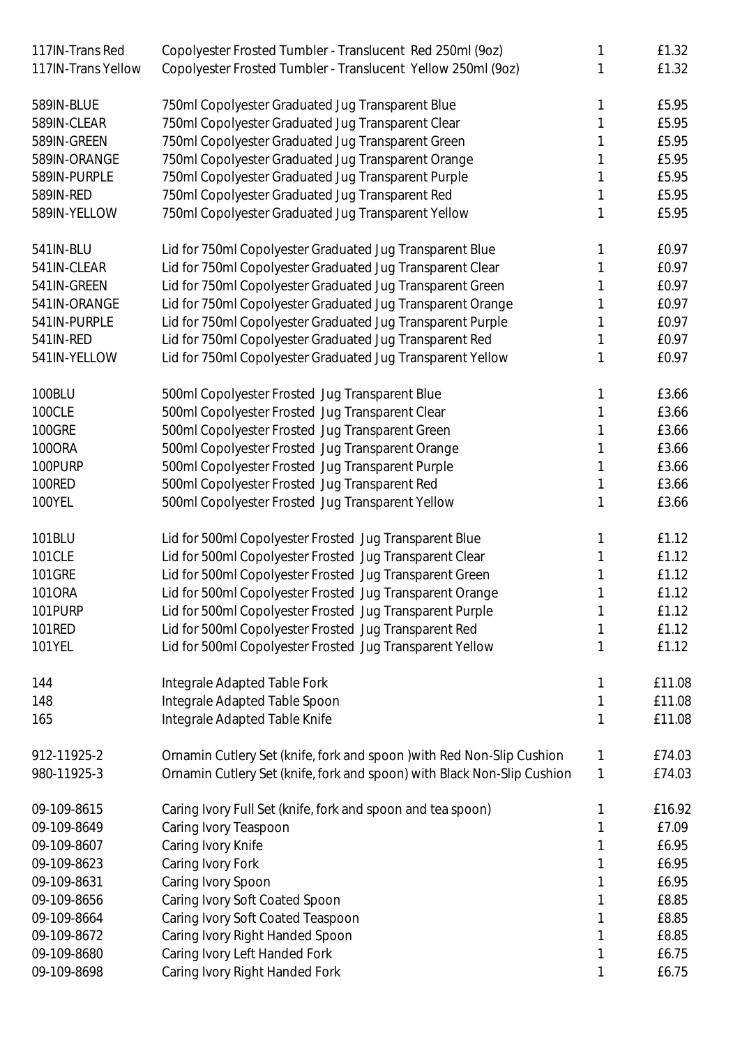| | | | |
|---|---|---|---|
| 117IN-Trans Red | Copolyester Frosted Tumbler - Translucent Red 250ml (9oz) | 1 | £1.32 |
| 117IN-Trans Yellow | Copolyester Frosted Tumbler - Translucent Yellow 250ml (9oz) | 1 | £1.32 |
| | | | |
| 589IN-BLUE | 750ml Copolyester Graduated Jug Transparent Blue | 1 | £5.95 |
| 589IN-CLEAR | 750ml Copolyester Graduated Jug Transparent Clear | 1 | £5.95 |
| 589IN-GREEN | 750ml Copolyester Graduated Jug Transparent Green | 1 | £5.95 |
| 589IN-ORANGE | 750ml Copolyester Graduated Jug Transparent Orange | 1 | £5.95 |
| 589IN-PURPLE | 750ml Copolyester Graduated Jug Transparent Purple | 1 | £5.95 |
| 589IN-RED | 750ml Copolyester Graduated Jug Transparent Red | 1 | £5.95 |
| 589IN-YELLOW | 750ml Copolyester Graduated Jug Transparent Yellow | 1 | £5.95 |
| | | | |
| 541IN-BLU | Lid for 750ml Copolyester Graduated Jug Transparent Blue | 1 | £0.97 |
| 541IN-CLEAR | Lid for 750ml Copolyester Graduated Jug Transparent Clear | 1 | £0.97 |
| 541IN-GREEN | Lid for 750ml Copolyester Graduated Jug Transparent Green | 1 | £0.97 |
| 541IN-ORANGE | Lid for 750ml Copolyester Graduated Jug Transparent Orange | 1 | £0.97 |
| 541IN-PURPLE | Lid for 750ml Copolyester Graduated Jug Transparent Purple | 1 | £0.97 |
| 541IN-RED | Lid for 750ml Copolyester Graduated Jug Transparent Red | 1 | £0.97 |
| 541IN-YELLOW | Lid for 750ml Copolyester Graduated Jug Transparent Yellow | 1 | £0.97 |
| | | | |
| 100BLU | 500ml Copolyester Frosted Jug Transparent Blue | 1 | £3.66 |
| 100CLE | 500ml Copolyester Frosted Jug Transparent Clear | 1 | £3.66 |
| 100GRE | 500ml Copolyester Frosted Jug Transparent Green | 1 | £3.66 |
| 100ORA | 500ml Copolyester Frosted Jug Transparent Orange | 1 | £3.66 |
| 100PURP | 500ml Copolyester Frosted Jug Transparent Purple | 1 | £3.66 |
| 100RED | 500ml Copolyester Frosted Jug Transparent Red | 1 | £3.66 |
| 100YEL | 500ml Copolyester Frosted Jug Transparent Yellow | 1 | £3.66 |
| | | | |
| 101BLU | Lid for 500ml Copolyester Frosted Jug Transparent Blue | 1 | £1.12 |
| 101CLE | Lid for 500ml Copolyester Frosted Jug Transparent Clear | 1 | £1.12 |
| 101GRE | Lid for 500ml Copolyester Frosted Jug Transparent Green | 1 | £1.12 |
| 101ORA | Lid for 500ml Copolyester Frosted Jug Transparent Orange | 1 | £1.12 |
| 101PURP | Lid for 500ml Copolyester Frosted Jug Transparent Purple | 1 | £1.12 |
| 101RED | Lid for 500ml Copolyester Frosted Jug Transparent Red | 1 | £1.12 |
| 101YEL | Lid for 500ml Copolyester Frosted Jug Transparent Yellow | 1 | £1.12 |
| | | | |
| 144 | Integrale Adapted Table Fork | 1 | £11.08 |
| 148 | Integrale Adapted Table Spoon | 1 | £11.08 |
| 165 | Integrale Adapted Table Knife | 1 | £11.08 |
| | | | |
| 912-11925-2 | Ornamin Cutlery Set (knife, fork and spoon )with Red Non-Slip Cushion | 1 | £74.03 |
| 980-11925-3 | Ornamin Cutlery Set (knife, fork and spoon) with Black Non-Slip Cushion | 1 | £74.03 |
| | | | |
| 09-109-8615 | Caring Ivory Full Set (knife, fork and spoon and tea spoon) | 1 | £16.92 |
| 09-109-8649 | Caring Ivory Teaspoon | 1 | £7.09 |
| 09-109-8607 | Caring Ivory Knife | 1 | £6.95 |
| 09-109-8623 | Caring Ivory Fork | 1 | £6.95 |
| 09-109-8631 | Caring Ivory Spoon | 1 | £6.95 |
| 09-109-8656 | Caring Ivory Soft Coated Spoon | 1 | £8.85 |
| 09-109-8664 | Caring Ivory Soft Coated Teaspoon | 1 | £8.85 |
| 09-109-8672 | Caring Ivory Right Handed Spoon | 1 | £8.85 |
| 09-109-8680 | Caring Ivory Left Handed Fork | 1 | £6.75 |
| 09-109-8698 | Caring Ivory Right Handed Fork | 1 | £6.75 |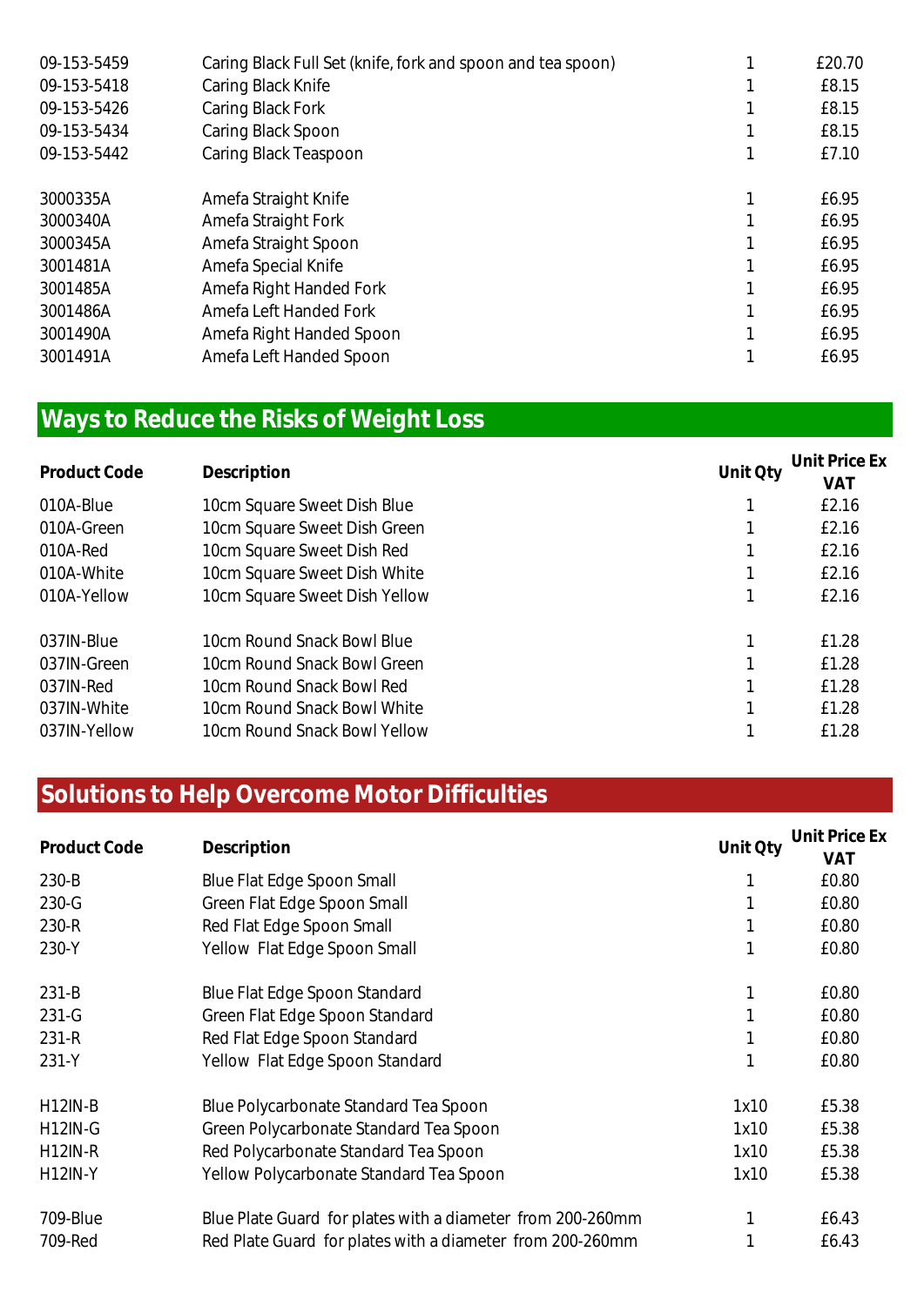| | | | |
|---|---|---|---|
| 09-153-5459 | Caring Black Full Set (knife, fork and spoon and tea spoon) | 1 | £20.70 |
| 09-153-5418 | Caring Black Knife | 1 | £8.15 |
| 09-153-5426 | Caring Black Fork | 1 | £8.15 |
| 09-153-5434 | Caring Black Spoon | 1 | £8.15 |
| 09-153-5442 | Caring Black Teaspoon | 1 | £7.10 |
| | | | |
| 3000335A | Amefa Straight Knife | 1 | £6.95 |
| 3000340A | Amefa Straight Fork | 1 | £6.95 |
| 3000345A | Amefa Straight Spoon | 1 | £6.95 |
| 3001481A | Amefa Special Knife | 1 | £6.95 |
| 3001485A | Amefa Right Handed Fork | 1 | £6.95 |
| 3001486A | Amefa Left Handed Fork | 1 | £6.95 |
| 3001490A | Amefa Right Handed Spoon | 1 | £6.95 |
| 3001491A | Amefa Left Handed Spoon | 1 | £6.95 |

## Ways to Reduce the Risks of Weight Loss

| Product Code | Description | Unit Qty | Unit Price Ex VAT |
|---|---|---|---|
| 010A-Blue | 10cm Square Sweet Dish Blue | 1 | £2.16 |
| 010A-Green | 10cm Square Sweet Dish Green | 1 | £2.16 |
| 010A-Red | 10cm Square Sweet Dish Red | 1 | £2.16 |
| 010A-White | 10cm Square Sweet Dish White | 1 | £2.16 |
| 010A-Yellow | 10cm Square Sweet Dish Yellow | 1 | £2.16 |
| | | | |
| 037IN-Blue | 10cm Round Snack Bowl Blue | 1 | £1.28 |
| 037IN-Green | 10cm Round Snack Bowl Green | 1 | £1.28 |
| 037IN-Red | 10cm Round Snack Bowl Red | 1 | £1.28 |
| 037IN-White | 10cm Round Snack Bowl White | 1 | £1.28 |
| 037IN-Yellow | 10cm Round Snack Bowl Yellow | 1 | £1.28 |

## Solutions to Help Overcome Motor Difficulties

| Product Code | Description | Unit Qty | Unit Price Ex VAT |
|---|---|---|---|
| 230-B | Blue Flat Edge Spoon Small | 1 | £0.80 |
| 230-G | Green Flat Edge Spoon Small | 1 | £0.80 |
| 230-R | Red Flat Edge Spoon Small | 1 | £0.80 |
| 230-Y | Yellow Flat Edge Spoon Small | 1 | £0.80 |
| | | | |
| 231-B | Blue Flat Edge Spoon Standard | 1 | £0.80 |
| 231-G | Green Flat Edge Spoon Standard | 1 | £0.80 |
| 231-R | Red Flat Edge Spoon Standard | 1 | £0.80 |
| 231-Y | Yellow Flat Edge Spoon Standard | 1 | £0.80 |
| | | | |
| H12IN-B | Blue Polycarbonate Standard Tea Spoon | 1x10 | £5.38 |
| H12IN-G | Green Polycarbonate Standard Tea Spoon | 1x10 | £5.38 |
| H12IN-R | Red Polycarbonate Standard Tea Spoon | 1x10 | £5.38 |
| H12IN-Y | Yellow Polycarbonate Standard Tea Spoon | 1x10 | £5.38 |
| | | | |
| 709-Blue | Blue Plate Guard for plates with a diameter from 200-260mm | 1 | £6.43 |
| 709-Red | Red Plate Guard for plates with a diameter from 200-260mm | 1 | £6.43 |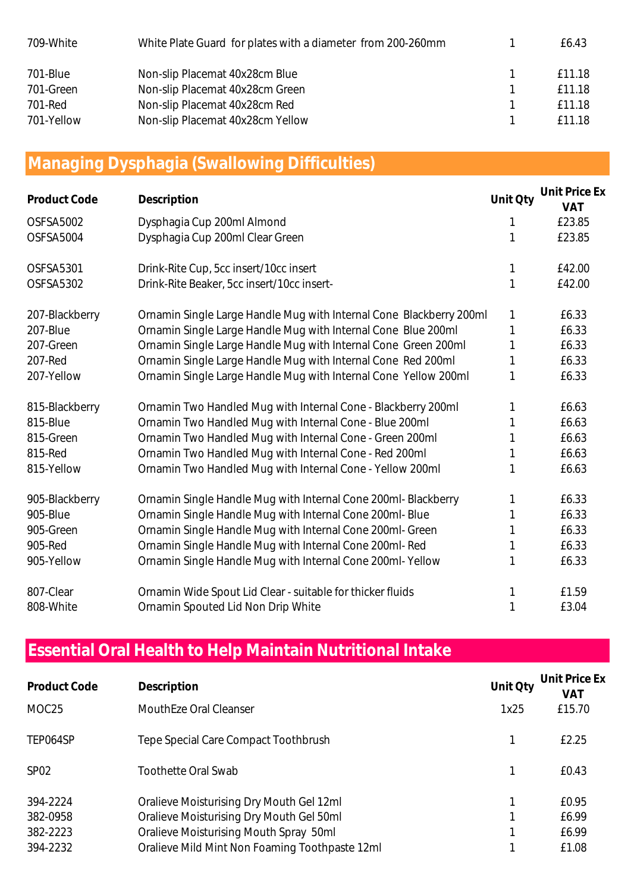| | | | |
|---|---|---|---|
| 709-White | White Plate Guard for plates with a diameter from 200-260mm | 1 | £6.43 |
| 701-Blue | Non-slip Placemat 40x28cm Blue | 1 | £11.18 |
| 701-Green | Non-slip Placemat 40x28cm Green | 1 | £11.18 |
| 701-Red | Non-slip Placemat 40x28cm Red | 1 | £11.18 |
| 701-Yellow | Non-slip Placemat 40x28cm Yellow | 1 | £11.18 |

## Managing Dysphagia (Swallowing Difficulties)

| Product Code | Description | Unit Qty | Unit Price Ex VAT |
|---|---|---|---|
| OSFSA5002 | Dysphagia Cup 200ml Almond | 1 | £23.85 |
| OSFSA5004 | Dysphagia Cup 200ml Clear Green | 1 | £23.85 |
| OSFSA5301 | Drink-Rite Cup, 5cc insert/10cc insert | 1 | £42.00 |
| OSFSA5302 | Drink-Rite Beaker, 5cc insert/10cc insert- | 1 | £42.00 |
| 207-Blackberry | Ornamin Single Large Handle Mug with Internal Cone Blackberry 200ml | 1 | £6.33 |
| 207-Blue | Ornamin Single Large Handle Mug with Internal Cone Blue 200ml | 1 | £6.33 |
| 207-Green | Ornamin Single Large Handle Mug with Internal Cone Green 200ml | 1 | £6.33 |
| 207-Red | Ornamin Single Large Handle Mug with Internal Cone Red 200ml | 1 | £6.33 |
| 207-Yellow | Ornamin Single Large Handle Mug with Internal Cone Yellow 200ml | 1 | £6.33 |
| 815-Blackberry | Ornamin Two Handled Mug with Internal Cone - Blackberry 200ml | 1 | £6.63 |
| 815-Blue | Ornamin Two Handled Mug with Internal Cone - Blue 200ml | 1 | £6.63 |
| 815-Green | Ornamin Two Handled Mug with Internal Cone - Green 200ml | 1 | £6.63 |
| 815-Red | Ornamin Two Handled Mug with Internal Cone - Red 200ml | 1 | £6.63 |
| 815-Yellow | Ornamin Two Handled Mug with Internal Cone - Yellow 200ml | 1 | £6.63 |
| 905-Blackberry | Ornamin Single Handle Mug with Internal Cone 200ml- Blackberry | 1 | £6.33 |
| 905-Blue | Ornamin Single Handle Mug with Internal Cone 200ml- Blue | 1 | £6.33 |
| 905-Green | Ornamin Single Handle Mug with Internal Cone 200ml- Green | 1 | £6.33 |
| 905-Red | Ornamin Single Handle Mug with Internal Cone 200ml- Red | 1 | £6.33 |
| 905-Yellow | Ornamin Single Handle Mug with Internal Cone 200ml- Yellow | 1 | £6.33 |
| 807-Clear | Ornamin Wide Spout Lid Clear - suitable for thicker fluids | 1 | £1.59 |
| 808-White | Ornamin Spouted Lid Non Drip White | 1 | £3.04 |

## Essential Oral Health to Help Maintain Nutritional Intake

| Product Code | Description | Unit Qty | Unit Price Ex VAT |
|---|---|---|---|
| MOC25 | MouthEze Oral Cleanser | 1x25 | £15.70 |
| TEP064SP | Tepe Special Care Compact Toothbrush | 1 | £2.25 |
| SP02 | Toothette Oral Swab | 1 | £0.43 |
| 394-2224 | Oralieve Moisturising Dry Mouth Gel 12ml | 1 | £0.95 |
| 382-0958 | Oralieve Moisturising Dry Mouth Gel 50ml | 1 | £6.99 |
| 382-2223 | Oralieve Moisturising Mouth Spray 50ml | 1 | £6.99 |
| 394-2232 | Oralieve Mild Mint Non Foaming Toothpaste 12ml | 1 | £1.08 |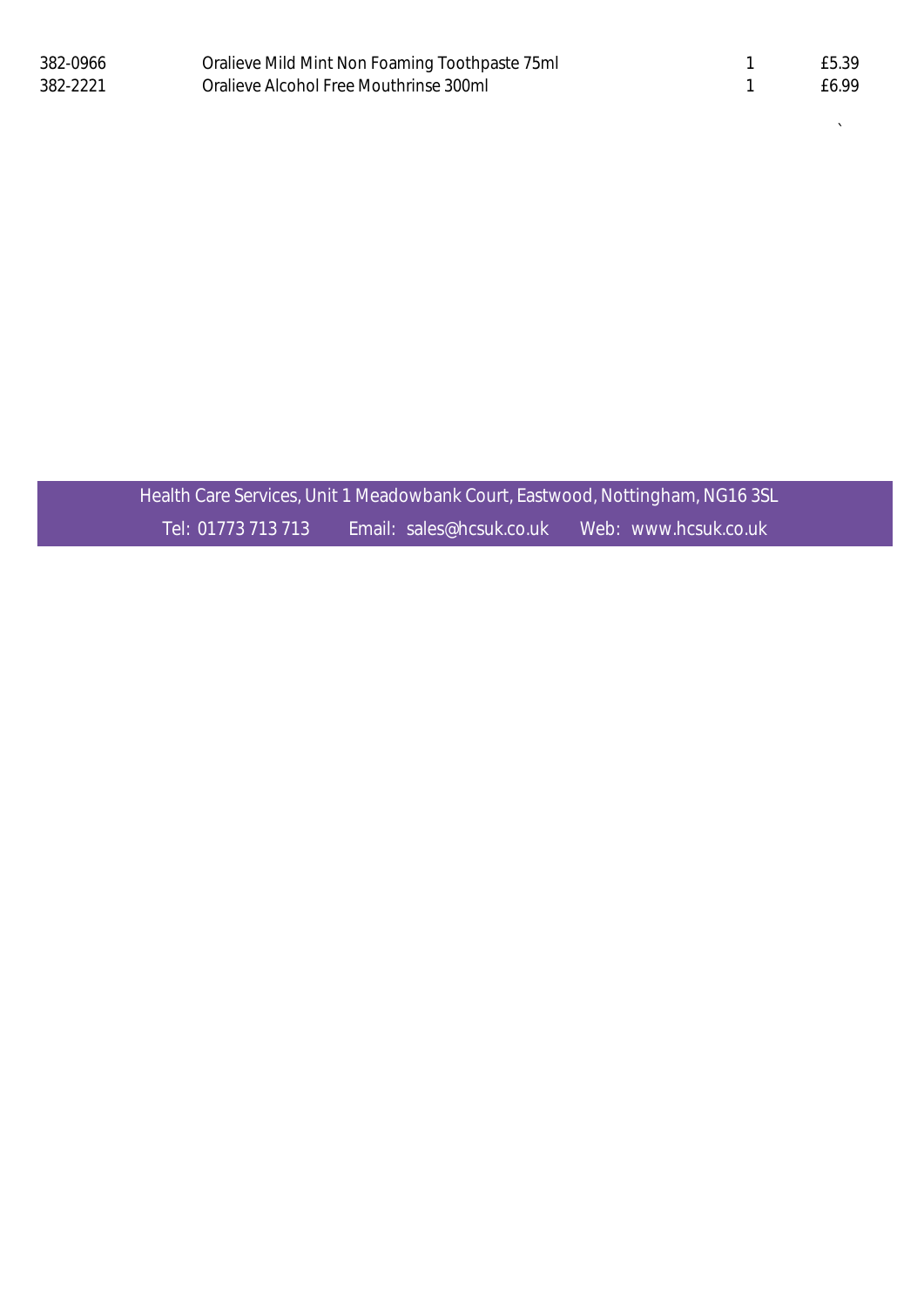| | | | |
|---|---|---|---|
| 382-0966 | Oralieve Mild Mint Non Foaming Toothpaste 75ml | 1 | £5.39 |
| 382-2221 | Oralieve Alcohol Free Mouthrinse 300ml | 1 | £6.99 |

`

Health Care Services, Unit 1 Meadowbank Court, Eastwood, Nottingham, NG16 3SL

Tel: 01773 713 713 Email: sales@hcsuk.co.uk Web: www.hcsuk.co.uk